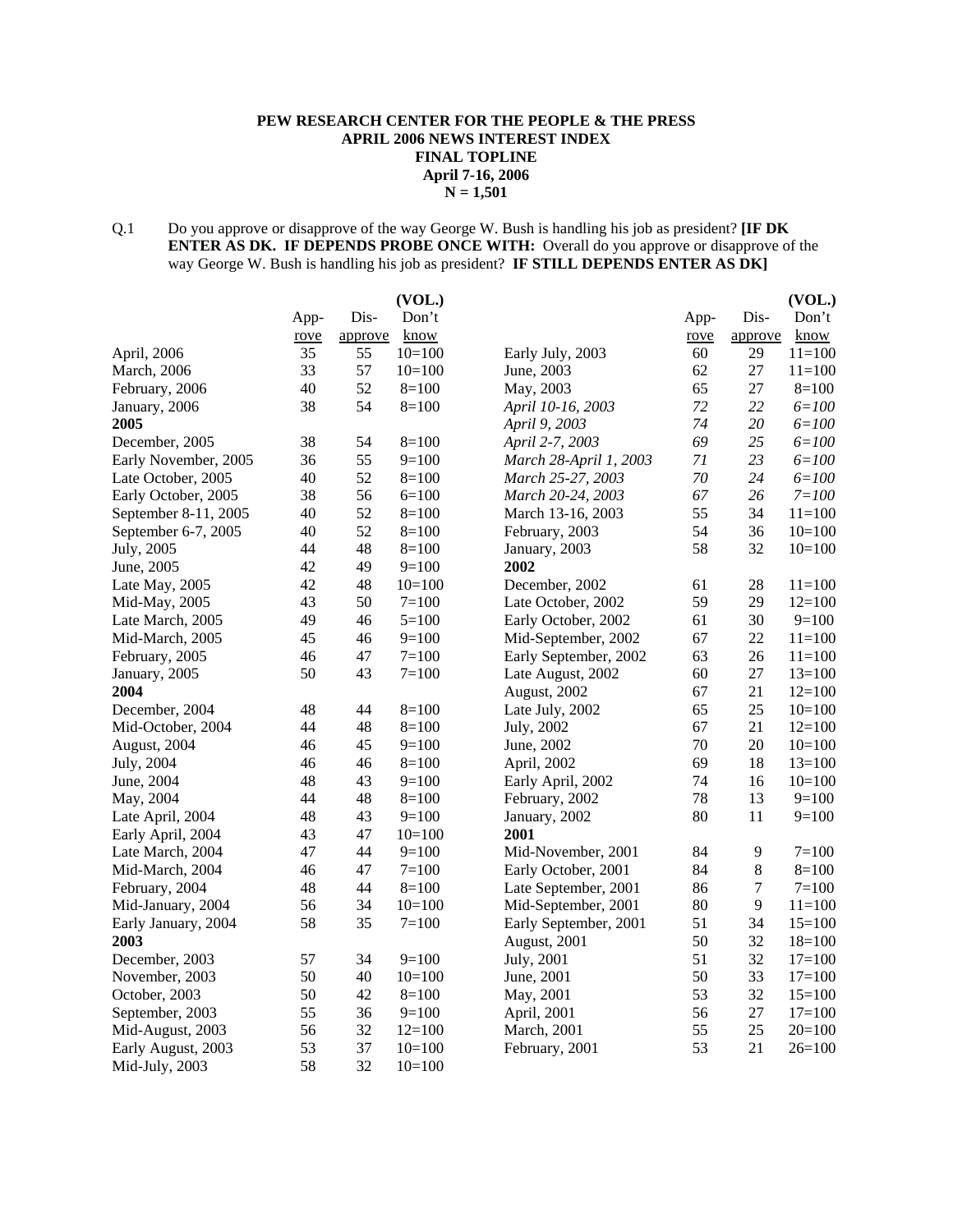**PEW RESEARCH CENTER FOR THE PEOPLE & THE PRESS**
**APRIL 2006 NEWS INTEREST INDEX**
**FINAL TOPLINE**
**April 7-16, 2006**
**N = 1,501**

Q.1 Do you approve or disapprove of the way George W. Bush is handling his job as president? **[IF DK ENTER AS DK. IF DEPENDS PROBE ONCE WITH:** Overall do you approve or disapprove of the way George W. Bush is handling his job as president? **IF STILL DEPENDS ENTER AS DK]**

| | Approve | Disapprove | (VOL.) Don't know |
|---|---|---|---|
| April, 2006 | 35 | 55 | 10=100 |
| March, 2006 | 33 | 57 | 10=100 |
| February, 2006 | 40 | 52 | 8=100 |
| January, 2006 | 38 | 54 | 8=100 |
| **2005** | | | |
| December, 2005 | 38 | 54 | 8=100 |
| Early November, 2005 | 36 | 55 | 9=100 |
| Late October, 2005 | 40 | 52 | 8=100 |
| Early October, 2005 | 38 | 56 | 6=100 |
| September 8-11, 2005 | 40 | 52 | 8=100 |
| September 6-7, 2005 | 40 | 52 | 8=100 |
| July, 2005 | 44 | 48 | 8=100 |
| June, 2005 | 42 | 49 | 9=100 |
| Late May, 2005 | 42 | 48 | 10=100 |
| Mid-May, 2005 | 43 | 50 | 7=100 |
| Late March, 2005 | 49 | 46 | 5=100 |
| Mid-March, 2005 | 45 | 46 | 9=100 |
| February, 2005 | 46 | 47 | 7=100 |
| January, 2005 | 50 | 43 | 7=100 |
| **2004** | | | |
| December, 2004 | 48 | 44 | 8=100 |
| Mid-October, 2004 | 44 | 48 | 8=100 |
| August, 2004 | 46 | 45 | 9=100 |
| July, 2004 | 46 | 46 | 8=100 |
| June, 2004 | 48 | 43 | 9=100 |
| May, 2004 | 44 | 48 | 8=100 |
| Late April, 2004 | 48 | 43 | 9=100 |
| Early April, 2004 | 43 | 47 | 10=100 |
| Late March, 2004 | 47 | 44 | 9=100 |
| Mid-March, 2004 | 46 | 47 | 7=100 |
| February, 2004 | 48 | 44 | 8=100 |
| Mid-January, 2004 | 56 | 34 | 10=100 |
| Early January, 2004 | 58 | 35 | 7=100 |
| **2003** | | | |
| December, 2003 | 57 | 34 | 9=100 |
| November, 2003 | 50 | 40 | 10=100 |
| October, 2003 | 50 | 42 | 8=100 |
| September, 2003 | 55 | 36 | 9=100 |
| Mid-August, 2003 | 56 | 32 | 12=100 |
| Early August, 2003 | 53 | 37 | 10=100 |
| Mid-July, 2003 | 58 | 32 | 10=100 |
| Early July, 2003 | 60 | 29 | 11=100 |
| June, 2003 | 62 | 27 | 11=100 |
| May, 2003 | 65 | 27 | 8=100 |
| *April 10-16, 2003* | *72* | *22* | *6=100* |
| *April 9, 2003* | *74* | *20* | *6=100* |
| *April 2-7, 2003* | *69* | *25* | *6=100* |
| *March 28-April 1, 2003* | *71* | *23* | *6=100* |
| *March 25-27, 2003* | *70* | *24* | *6=100* |
| *March 20-24, 2003* | *67* | *26* | *7=100* |
| March 13-16, 2003 | 55 | 34 | 11=100 |
| February, 2003 | 54 | 36 | 10=100 |
| January, 2003 | 58 | 32 | 10=100 |
| **2002** | | | |
| December, 2002 | 61 | 28 | 11=100 |
| Late October, 2002 | 59 | 29 | 12=100 |
| Early October, 2002 | 61 | 30 | 9=100 |
| Mid-September, 2002 | 67 | 22 | 11=100 |
| Early September, 2002 | 63 | 26 | 11=100 |
| Late August, 2002 | 60 | 27 | 13=100 |
| August, 2002 | 67 | 21 | 12=100 |
| Late July, 2002 | 65 | 25 | 10=100 |
| July, 2002 | 67 | 21 | 12=100 |
| June, 2002 | 70 | 20 | 10=100 |
| April, 2002 | 69 | 18 | 13=100 |
| Early April, 2002 | 74 | 16 | 10=100 |
| February, 2002 | 78 | 13 | 9=100 |
| January, 2002 | 80 | 11 | 9=100 |
| **2001** | | | |
| Mid-November, 2001 | 84 | 9 | 7=100 |
| Early October, 2001 | 84 | 8 | 8=100 |
| Late September, 2001 | 86 | 7 | 7=100 |
| Mid-September, 2001 | 80 | 9 | 11=100 |
| Early September, 2001 | 51 | 34 | 15=100 |
| August, 2001 | 50 | 32 | 18=100 |
| July, 2001 | 51 | 32 | 17=100 |
| June, 2001 | 50 | 33 | 17=100 |
| May, 2001 | 53 | 32 | 15=100 |
| April, 2001 | 56 | 27 | 17=100 |
| March, 2001 | 55 | 25 | 20=100 |
| February, 2001 | 53 | 21 | 26=100 |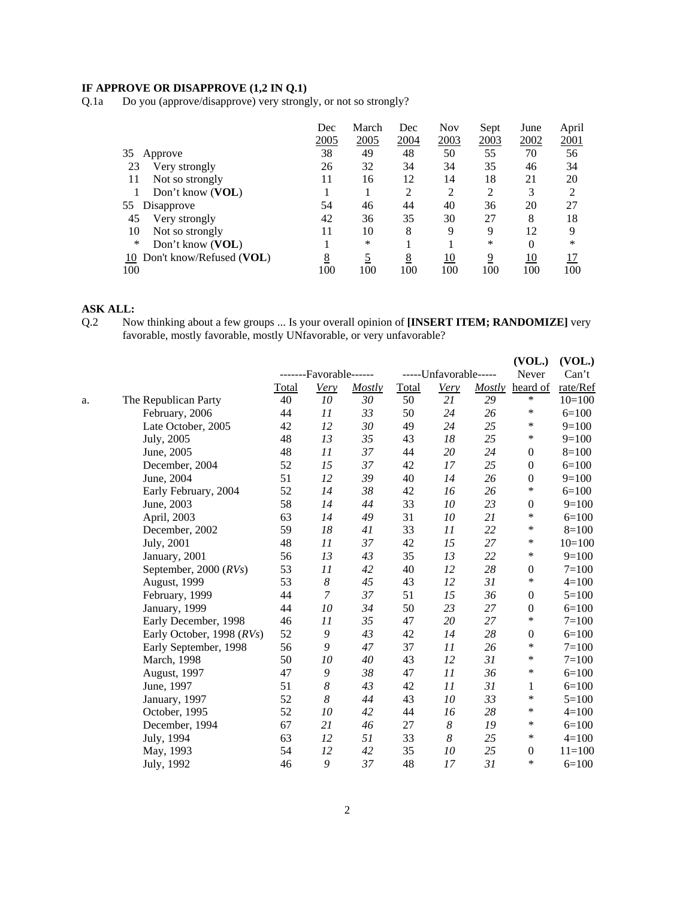**IF APPROVE OR DISAPPROVE (1,2 IN Q.1)**

Q.1a Do you (approve/disapprove) very strongly, or not so strongly?

| | | Dec 2005 | March 2005 | Dec 2004 | Nov 2003 | Sept 2003 | June 2002 | April 2001 |
|---|---|---|---|---|---|---|---|---|
| 35 | Approve | 38 | 49 | 48 | 50 | 55 | 70 | 56 |
| 23 | Very strongly | 26 | 32 | 34 | 34 | 35 | 46 | 34 |
| 11 | Not so strongly | 11 | 16 | 12 | 14 | 18 | 21 | 20 |
| 1 | Don't know (**VOL**) | 1 | 1 | 2 | 2 | 2 | 3 | 2 |
| 55 | Disapprove | 54 | 46 | 44 | 40 | 36 | 20 | 27 |
| 45 | Very strongly | 42 | 36 | 35 | 30 | 27 | 8 | 18 |
| 10 | Not so strongly | 11 | 10 | 8 | 9 | 9 | 12 | 9 |
| * | Don't know (**VOL**) | 1 | * | 1 | 1 | * | 0 | * |
| 10 | Don't know/Refused (**VOL**) | 8 | 5 | 8 | 10 | 9 | 10 | 17 |
| 100 | | 100 | 100 | 100 | 100 | 100 | 100 | 100 |

**ASK ALL:**

Q.2 Now thinking about a few groups ... Is your overall opinion of **[INSERT ITEM; RANDOMIZE]** very favorable, mostly favorable, mostly UNfavorable, or very unfavorable?

| | | -------Favorable------ | | | -----Unfavorable----- | | | (VOL.) Never | (VOL.) Can't |
|---|---|---|---|---|---|---|---|---|---|
| | | Total | *Very* | *Mostly* | Total | *Very* | *Mostly* | heard of | rate/Ref |
| a. | The Republican Party | 40 | *10* | *30* | 50 | *21* | *29* | * | 10=100 |
| | February, 2006 | 44 | *11* | *33* | 50 | *24* | *26* | * | 6=100 |
| | Late October, 2005 | 42 | *12* | *30* | 49 | *24* | *25* | * | 9=100 |
| | July, 2005 | 48 | *13* | *35* | 43 | *18* | *25* | * | 9=100 |
| | June, 2005 | 48 | *11* | *37* | 44 | *20* | *24* | 0 | 8=100 |
| | December, 2004 | 52 | *15* | *37* | 42 | *17* | *25* | 0 | 6=100 |
| | June, 2004 | 51 | *12* | *39* | 40 | *14* | *26* | 0 | 9=100 |
| | Early February, 2004 | 52 | *14* | *38* | 42 | *16* | *26* | * | 6=100 |
| | June, 2003 | 58 | *14* | *44* | 33 | *10* | *23* | 0 | 9=100 |
| | April, 2003 | 63 | *14* | *49* | 31 | *10* | *21* | * | 6=100 |
| | December, 2002 | 59 | *18* | *41* | 33 | *11* | *22* | * | 8=100 |
| | July, 2001 | 48 | *11* | *37* | 42 | *15* | *27* | * | 10=100 |
| | January, 2001 | 56 | *13* | *43* | 35 | *13* | *22* | * | 9=100 |
| | September, 2000 (*RVs*) | 53 | *11* | *42* | 40 | *12* | *28* | 0 | 7=100 |
| | August, 1999 | 53 | *8* | *45* | 43 | *12* | *31* | * | 4=100 |
| | February, 1999 | 44 | *7* | *37* | 51 | *15* | *36* | 0 | 5=100 |
| | January, 1999 | 44 | *10* | *34* | 50 | *23* | *27* | 0 | 6=100 |
| | Early December, 1998 | 46 | *11* | *35* | 47 | *20* | *27* | * | 7=100 |
| | Early October, 1998 (*RVs*) | 52 | *9* | *43* | 42 | *14* | *28* | 0 | 6=100 |
| | Early September, 1998 | 56 | *9* | *47* | 37 | *11* | *26* | * | 7=100 |
| | March, 1998 | 50 | *10* | *40* | 43 | *12* | *31* | * | 7=100 |
| | August, 1997 | 47 | *9* | *38* | 47 | *11* | *36* | * | 6=100 |
| | June, 1997 | 51 | *8* | *43* | 42 | *11* | *31* | 1 | 6=100 |
| | January, 1997 | 52 | *8* | *44* | 43 | *10* | *33* | * | 5=100 |
| | October, 1995 | 52 | *10* | *42* | 44 | *16* | *28* | * | 4=100 |
| | December, 1994 | 67 | *21* | *46* | 27 | *8* | *19* | * | 6=100 |
| | July, 1994 | 63 | *12* | *51* | 33 | *8* | *25* | * | 4=100 |
| | May, 1993 | 54 | *12* | *42* | 35 | *10* | *25* | 0 | 11=100 |
| | July, 1992 | 46 | *9* | *37* | 48 | *17* | *31* | * | 6=100 |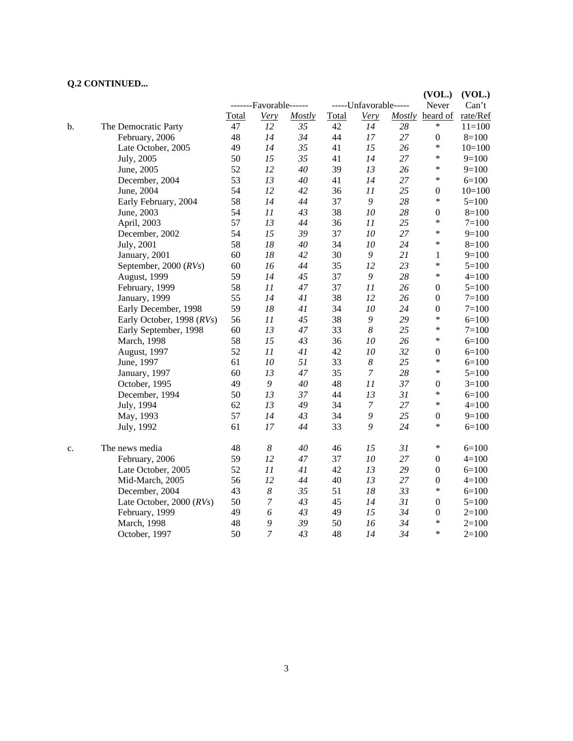**Q.2 CONTINUED...**

| | | -------Favorable------ | | | -----Unfavorable----- | | | (VOL.) Never | (VOL.) Can't |
|---|---|---|---|---|---|---|---|---|---|
| | | Total | *Very* | *Mostly* | Total | *Very* | *Mostly* | heard of | rate/Ref |
| b. | The Democratic Party | 47 | *12* | *35* | 42 | *14* | *28* | * | 11=100 |
| | February, 2006 | 48 | *14* | *34* | 44 | *17* | *27* | 0 | 8=100 |
| | Late October, 2005 | 49 | *14* | *35* | 41 | *15* | *26* | * | 10=100 |
| | July, 2005 | 50 | *15* | *35* | 41 | *14* | *27* | * | 9=100 |
| | June, 2005 | 52 | *12* | *40* | 39 | *13* | *26* | * | 9=100 |
| | December, 2004 | 53 | *13* | *40* | 41 | *14* | *27* | * | 6=100 |
| | June, 2004 | 54 | *12* | *42* | 36 | *11* | *25* | 0 | 10=100 |
| | Early February, 2004 | 58 | *14* | *44* | 37 | *9* | *28* | * | 5=100 |
| | June, 2003 | 54 | *11* | *43* | 38 | *10* | *28* | 0 | 8=100 |
| | April, 2003 | 57 | *13* | *44* | 36 | *11* | *25* | * | 7=100 |
| | December, 2002 | 54 | *15* | *39* | 37 | *10* | *27* | * | 9=100 |
| | July, 2001 | 58 | *18* | *40* | 34 | *10* | *24* | * | 8=100 |
| | January, 2001 | 60 | *18* | *42* | 30 | *9* | *21* | 1 | 9=100 |
| | September, 2000 (*RVs*) | 60 | *16* | *44* | 35 | *12* | *23* | * | 5=100 |
| | August, 1999 | 59 | *14* | *45* | 37 | *9* | *28* | * | 4=100 |
| | February, 1999 | 58 | *11* | *47* | 37 | *11* | *26* | 0 | 5=100 |
| | January, 1999 | 55 | *14* | *41* | 38 | *12* | *26* | 0 | 7=100 |
| | Early December, 1998 | 59 | *18* | *41* | 34 | *10* | *24* | 0 | 7=100 |
| | Early October, 1998 (*RVs*) | 56 | *11* | *45* | 38 | *9* | *29* | * | 6=100 |
| | Early September, 1998 | 60 | *13* | *47* | 33 | *8* | *25* | * | 7=100 |
| | March, 1998 | 58 | *15* | *43* | 36 | *10* | *26* | * | 6=100 |
| | August, 1997 | 52 | *11* | *41* | 42 | *10* | *32* | 0 | 6=100 |
| | June, 1997 | 61 | *10* | *51* | 33 | *8* | *25* | * | 6=100 |
| | January, 1997 | 60 | *13* | *47* | 35 | *7* | *28* | * | 5=100 |
| | October, 1995 | 49 | *9* | *40* | 48 | *11* | *37* | 0 | 3=100 |
| | December, 1994 | 50 | *13* | *37* | 44 | *13* | *31* | * | 6=100 |
| | July, 1994 | 62 | *13* | *49* | 34 | *7* | *27* | * | 4=100 |
| | May, 1993 | 57 | *14* | *43* | 34 | *9* | *25* | 0 | 9=100 |
| | July, 1992 | 61 | *17* | *44* | 33 | *9* | *24* | * | 6=100 |
| c. | The news media | 48 | *8* | *40* | 46 | *15* | *31* | * | 6=100 |
| | February, 2006 | 59 | *12* | *47* | 37 | *10* | *27* | 0 | 4=100 |
| | Late October, 2005 | 52 | *11* | *41* | 42 | *13* | *29* | 0 | 6=100 |
| | Mid-March, 2005 | 56 | *12* | *44* | 40 | *13* | *27* | 0 | 4=100 |
| | December, 2004 | 43 | *8* | *35* | 51 | *18* | *33* | * | 6=100 |
| | Late October, 2000 (*RVs*) | 50 | *7* | *43* | 45 | *14* | *31* | 0 | 5=100 |
| | February, 1999 | 49 | *6* | *43* | 49 | *15* | *34* | 0 | 2=100 |
| | March, 1998 | 48 | *9* | *39* | 50 | *16* | *34* | * | 2=100 |
| | October, 1997 | 50 | *7* | *43* | 48 | *14* | *34* | * | 2=100 |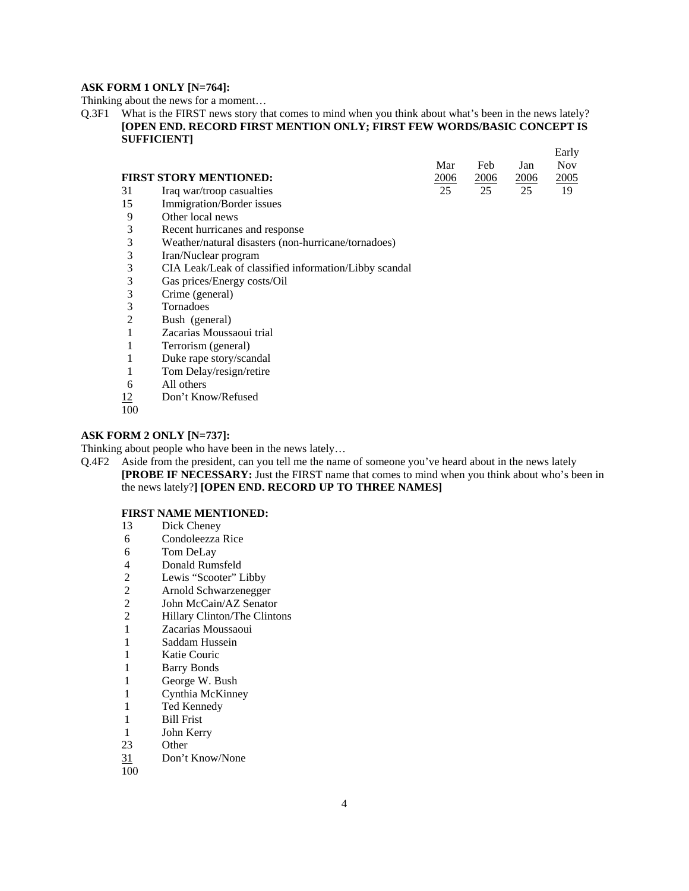**ASK FORM 1 ONLY [N=764]:**

Thinking about the news for a moment…

Q.3F1 What is the FIRST news story that comes to mind when you think about what's been in the news lately? **[OPEN END. RECORD FIRST MENTION ONLY; FIRST FEW WORDS/BASIC CONCEPT IS SUFFICIENT]**

| | FIRST STORY MENTIONED: | Mar 2006 | Feb 2006 | Jan 2006 | Early Nov 2005 |
|---|---|---|---|---|---|
| 31 | Iraq war/troop casualties | 25 | 25 | 25 | 19 |
| 15 | Immigration/Border issues | | | | |
| 9 | Other local news | | | | |
| 3 | Recent hurricanes and response | | | | |
| 3 | Weather/natural disasters (non-hurricane/tornadoes) | | | | |
| 3 | Iran/Nuclear program | | | | |
| 3 | CIA Leak/Leak of classified information/Libby scandal | | | | |
| 3 | Gas prices/Energy costs/Oil | | | | |
| 3 | Crime (general) | | | | |
| 3 | Tornadoes | | | | |
| 2 | Bush (general) | | | | |
| 1 | Zacarias Moussaoui trial | | | | |
| 1 | Terrorism (general) | | | | |
| 1 | Duke rape story/scandal | | | | |
| 1 | Tom Delay/resign/retire | | | | |
| 6 | All others | | | | |
| 12 | Don't Know/Refused | | | | |
| 100 | | | | | |

**ASK FORM 2 ONLY [N=737]:**

Thinking about people who have been in the news lately…

Q.4F2 Aside from the president, can you tell me the name of someone you've heard about in the news lately **[PROBE IF NECESSARY:** Just the FIRST name that comes to mind when you think about who's been in the news lately?**] [OPEN END. RECORD UP TO THREE NAMES]**

| | FIRST NAME MENTIONED: |
|---|---|
| 13 | Dick Cheney |
| 6 | Condoleezza Rice |
| 6 | Tom DeLay |
| 4 | Donald Rumsfeld |
| 2 | Lewis "Scooter" Libby |
| 2 | Arnold Schwarzenegger |
| 2 | John McCain/AZ Senator |
| 2 | Hillary Clinton/The Clintons |
| 1 | Zacarias Moussaoui |
| 1 | Saddam Hussein |
| 1 | Katie Couric |
| 1 | Barry Bonds |
| 1 | George W. Bush |
| 1 | Cynthia McKinney |
| 1 | Ted Kennedy |
| 1 | Bill Frist |
| 1 | John Kerry |
| 23 | Other |
| 31 | Don't Know/None |
| 100 | |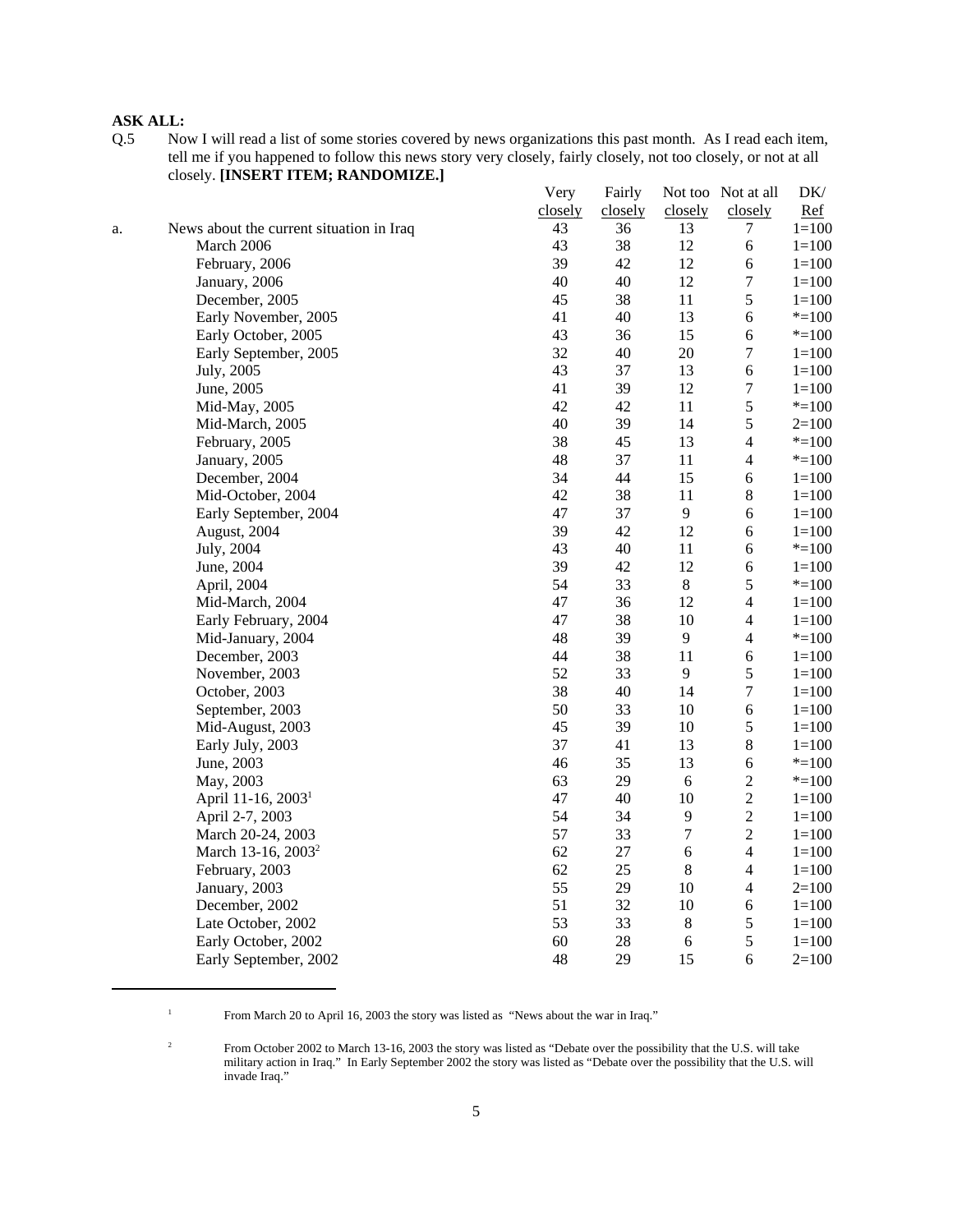**ASK ALL:**

Q.5 Now I will read a list of some stories covered by news organizations this past month. As I read each item, tell me if you happened to follow this news story very closely, fairly closely, not too closely, or not at all closely. **[INSERT ITEM; RANDOMIZE.]**

| | | Very closely | Fairly closely | Not too closely | Not at all closely | DK/ Ref |
|---|---|---|---|---|---|---|
| a. | News about the current situation in Iraq | 43 | 36 | 13 | 7 | 1=100 |
| | March 2006 | 43 | 38 | 12 | 6 | 1=100 |
| | February, 2006 | 39 | 42 | 12 | 6 | 1=100 |
| | January, 2006 | 40 | 40 | 12 | 7 | 1=100 |
| | December, 2005 | 45 | 38 | 11 | 5 | 1=100 |
| | Early November, 2005 | 41 | 40 | 13 | 6 | *=100 |
| | Early October, 2005 | 43 | 36 | 15 | 6 | *=100 |
| | Early September, 2005 | 32 | 40 | 20 | 7 | 1=100 |
| | July, 2005 | 43 | 37 | 13 | 6 | 1=100 |
| | June, 2005 | 41 | 39 | 12 | 7 | 1=100 |
| | Mid-May, 2005 | 42 | 42 | 11 | 5 | *=100 |
| | Mid-March, 2005 | 40 | 39 | 14 | 5 | 2=100 |
| | February, 2005 | 38 | 45 | 13 | 4 | *=100 |
| | January, 2005 | 48 | 37 | 11 | 4 | *=100 |
| | December, 2004 | 34 | 44 | 15 | 6 | 1=100 |
| | Mid-October, 2004 | 42 | 38 | 11 | 8 | 1=100 |
| | Early September, 2004 | 47 | 37 | 9 | 6 | 1=100 |
| | August, 2004 | 39 | 42 | 12 | 6 | 1=100 |
| | July, 2004 | 43 | 40 | 11 | 6 | *=100 |
| | June, 2004 | 39 | 42 | 12 | 6 | 1=100 |
| | April, 2004 | 54 | 33 | 8 | 5 | *=100 |
| | Mid-March, 2004 | 47 | 36 | 12 | 4 | 1=100 |
| | Early February, 2004 | 47 | 38 | 10 | 4 | 1=100 |
| | Mid-January, 2004 | 48 | 39 | 9 | 4 | *=100 |
| | December, 2003 | 44 | 38 | 11 | 6 | 1=100 |
| | November, 2003 | 52 | 33 | 9 | 5 | 1=100 |
| | October, 2003 | 38 | 40 | 14 | 7 | 1=100 |
| | September, 2003 | 50 | 33 | 10 | 6 | 1=100 |
| | Mid-August, 2003 | 45 | 39 | 10 | 5 | 1=100 |
| | Early July, 2003 | 37 | 41 | 13 | 8 | 1=100 |
| | June, 2003 | 46 | 35 | 13 | 6 | *=100 |
| | May, 2003 | 63 | 29 | 6 | 2 | *=100 |
| | April 11-16, 2003[1] | 47 | 40 | 10 | 2 | 1=100 |
| | April 2-7, 2003 | 54 | 34 | 9 | 2 | 1=100 |
| | March 20-24, 2003 | 57 | 33 | 7 | 2 | 1=100 |
| | March 13-16, 2003[2] | 62 | 27 | 6 | 4 | 1=100 |
| | February, 2003 | 62 | 25 | 8 | 4 | 1=100 |
| | January, 2003 | 55 | 29 | 10 | 4 | 2=100 |
| | December, 2002 | 51 | 32 | 10 | 6 | 1=100 |
| | Late October, 2002 | 53 | 33 | 8 | 5 | 1=100 |
| | Early October, 2002 | 60 | 28 | 6 | 5 | 1=100 |
| | Early September, 2002 | 48 | 29 | 15 | 6 | 2=100 |

[1] From March 20 to April 16, 2003 the story was listed as "News about the war in Iraq."

[2] From October 2002 to March 13-16, 2003 the story was listed as "Debate over the possibility that the U.S. will take military action in Iraq." In Early September 2002 the story was listed as "Debate over the possibility that the U.S. will invade Iraq."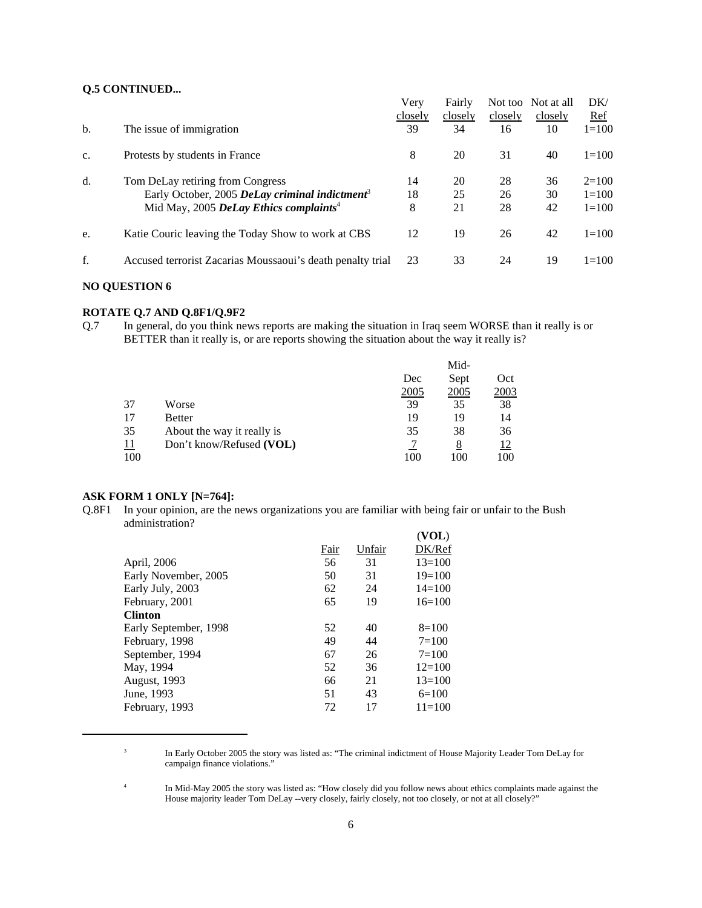**Q.5 CONTINUED...**

| | | Very closely | Fairly closely | Not too closely | Not at all closely | DK/ Ref |
|---|---|---|---|---|---|---|
| b. | The issue of immigration | 39 | 34 | 16 | 10 | 1=100 |
| c. | Protests by students in France | 8 | 20 | 31 | 40 | 1=100 |
| d. | Tom DeLay retiring from Congress | 14 | 20 | 28 | 36 | 2=100 |
| | Early October, 2005 ***DeLay criminal indictment***[3] | 18 | 25 | 26 | 30 | 1=100 |
| | Mid May, 2005 ***DeLay Ethics complaints***[4] | 8 | 21 | 28 | 42 | 1=100 |
| e. | Katie Couric leaving the Today Show to work at CBS | 12 | 19 | 26 | 42 | 1=100 |
| f. | Accused terrorist Zacarias Moussaoui's death penalty trial | 23 | 33 | 24 | 19 | 1=100 |

**NO QUESTION 6**

**ROTATE Q.7 AND Q.8F1/Q.9F2**

Q.7 In general, do you think news reports are making the situation in Iraq seem WORSE than it really is or BETTER than it really is, or are reports showing the situation about the way it really is?

| | | Dec 2005 | Mid-Sept 2005 | Oct 2003 |
|---|---|---|---|---|
| 37 | Worse | 39 | 35 | 38 |
| 17 | Better | 19 | 19 | 14 |
| 35 | About the way it really is | 35 | 38 | 36 |
| 11 | Don't know/Refused **(VOL)** | 7 | 8 | 12 |
| 100 | | 100 | 100 | 100 |

**ASK FORM 1 ONLY [N=764]:**

Q.8F1 In your opinion, are the news organizations you are familiar with being fair or unfair to the Bush administration?

| | Fair | Unfair | (**VOL**) DK/Ref |
|---|---|---|---|
| April, 2006 | 56 | 31 | 13=100 |
| Early November, 2005 | 50 | 31 | 19=100 |
| Early July, 2003 | 62 | 24 | 14=100 |
| February, 2001 | 65 | 19 | 16=100 |
| **Clinton** | | | |
| Early September, 1998 | 52 | 40 | 8=100 |
| February, 1998 | 49 | 44 | 7=100 |
| September, 1994 | 67 | 26 | 7=100 |
| May, 1994 | 52 | 36 | 12=100 |
| August, 1993 | 66 | 21 | 13=100 |
| June, 1993 | 51 | 43 | 6=100 |
| February, 1993 | 72 | 17 | 11=100 |

---

[3] In Early October 2005 the story was listed as: "The criminal indictment of House Majority Leader Tom DeLay for campaign finance violations."

[4] In Mid-May 2005 the story was listed as: "How closely did you follow news about ethics complaints made against the House majority leader Tom DeLay --very closely, fairly closely, not too closely, or not at all closely?"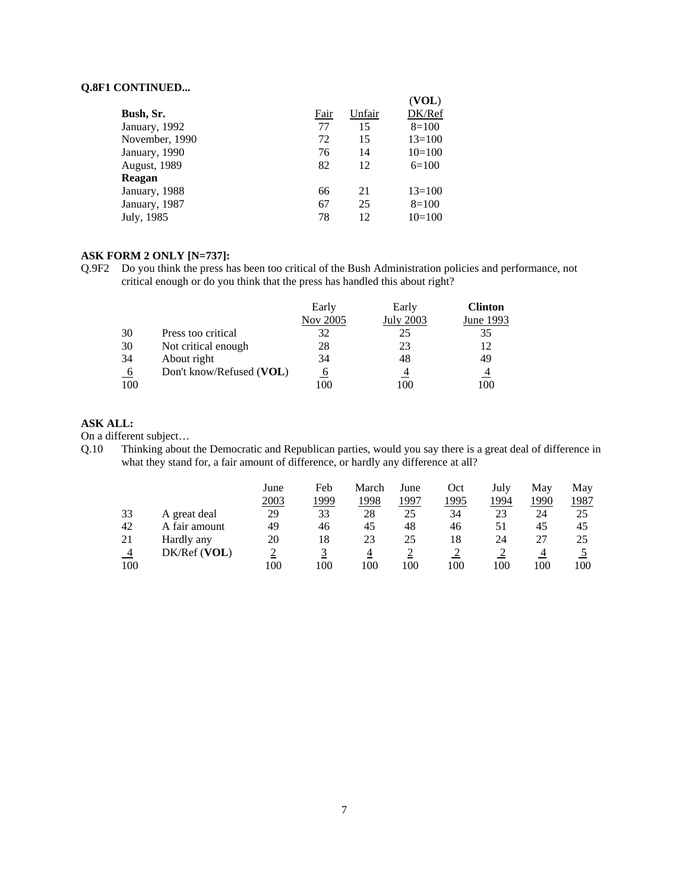**Q.8F1 CONTINUED...**

| Bush, Sr. | Fair | Unfair | (VOL) DK/Ref |
|---|---|---|---|
| January, 1992 | 77 | 15 | 8=100 |
| November, 1990 | 72 | 15 | 13=100 |
| January, 1990 | 76 | 14 | 10=100 |
| August, 1989 | 82 | 12 | 6=100 |
| **Reagan** | | | |
| January, 1988 | 66 | 21 | 13=100 |
| January, 1987 | 67 | 25 | 8=100 |
| July, 1985 | 78 | 12 | 10=100 |

**ASK FORM 2 ONLY [N=737]:**

Q.9F2 Do you think the press has been too critical of the Bush Administration policies and performance, not critical enough or do you think that the press has handled this about right?

| | | Early Nov 2005 | Early July 2003 | **Clinton** June 1993 |
|---|---|---|---|---|
| 30 | Press too critical | 32 | 25 | 35 |
| 30 | Not critical enough | 28 | 23 | 12 |
| 34 | About right | 34 | 48 | 49 |
| 6 | Don't know/Refused (**VOL**) | 6 | 4 | 4 |
| 100 | | 100 | 100 | 100 |

**ASK ALL:**

On a different subject…

Q.10 Thinking about the Democratic and Republican parties, would you say there is a great deal of difference in what they stand for, a fair amount of difference, or hardly any difference at all?

| | | June 2003 | Feb 1999 | March 1998 | June 1997 | Oct 1995 | July 1994 | May 1990 | May 1987 |
|---|---|---|---|---|---|---|---|---|---|
| 33 | A great deal | 29 | 33 | 28 | 25 | 34 | 23 | 24 | 25 |
| 42 | A fair amount | 49 | 46 | 45 | 48 | 46 | 51 | 45 | 45 |
| 21 | Hardly any | 20 | 18 | 23 | 25 | 18 | 24 | 27 | 25 |
| 4 | DK/Ref (**VOL**) | 2 | 3 | 4 | 2 | 2 | 2 | 4 | 5 |
| 100 | | 100 | 100 | 100 | 100 | 100 | 100 | 100 | 100 |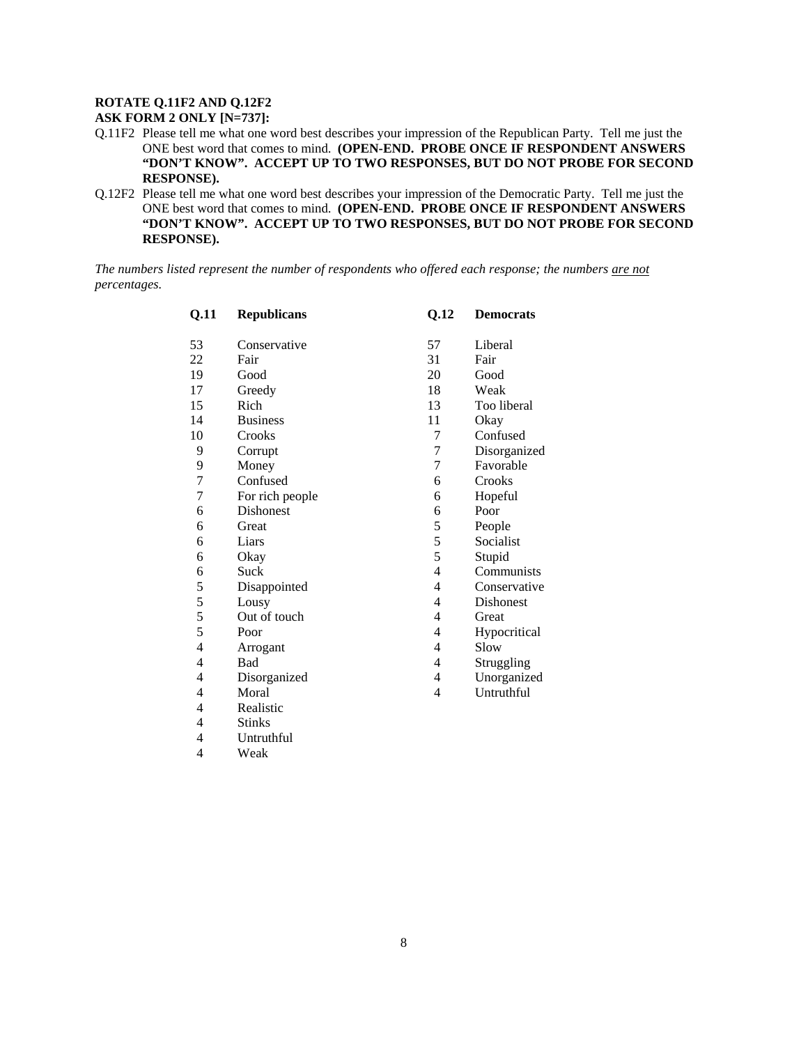**ROTATE Q.11F2 AND Q.12F2**
**ASK FORM 2 ONLY [N=737]:**

Q.11F2 Please tell me what one word best describes your impression of the Republican Party. Tell me just the ONE best word that comes to mind. **(OPEN-END. PROBE ONCE IF RESPONDENT ANSWERS "DON'T KNOW". ACCEPT UP TO TWO RESPONSES, BUT DO NOT PROBE FOR SECOND RESPONSE).**

Q.12F2 Please tell me what one word best describes your impression of the Democratic Party. Tell me just the ONE best word that comes to mind. **(OPEN-END. PROBE ONCE IF RESPONDENT ANSWERS "DON'T KNOW". ACCEPT UP TO TWO RESPONSES, BUT DO NOT PROBE FOR SECOND RESPONSE).**

*The numbers listed represent the number of respondents who offered each response; the numbers are not percentages.*

| Q.11 | Republicans | Q.12 | Democrats |
|---|---|---|---|
| 53 | Conservative | 57 | Liberal |
| 22 | Fair | 31 | Fair |
| 19 | Good | 20 | Good |
| 17 | Greedy | 18 | Weak |
| 15 | Rich | 13 | Too liberal |
| 14 | Business | 11 | Okay |
| 10 | Crooks | 7 | Confused |
| 9 | Corrupt | 7 | Disorganized |
| 9 | Money | 7 | Favorable |
| 7 | Confused | 6 | Crooks |
| 7 | For rich people | 6 | Hopeful |
| 6 | Dishonest | 6 | Poor |
| 6 | Great | 5 | People |
| 6 | Liars | 5 | Socialist |
| 6 | Okay | 5 | Stupid |
| 6 | Suck | 4 | Communists |
| 5 | Disappointed | 4 | Conservative |
| 5 | Lousy | 4 | Dishonest |
| 5 | Out of touch | 4 | Great |
| 5 | Poor | 4 | Hypocritical |
| 4 | Arrogant | 4 | Slow |
| 4 | Bad | 4 | Struggling |
| 4 | Disorganized | 4 | Unorganized |
| 4 | Moral | 4 | Untruthful |
| 4 | Realistic | | |
| 4 | Stinks | | |
| 4 | Untruthful | | |
| 4 | Weak | | |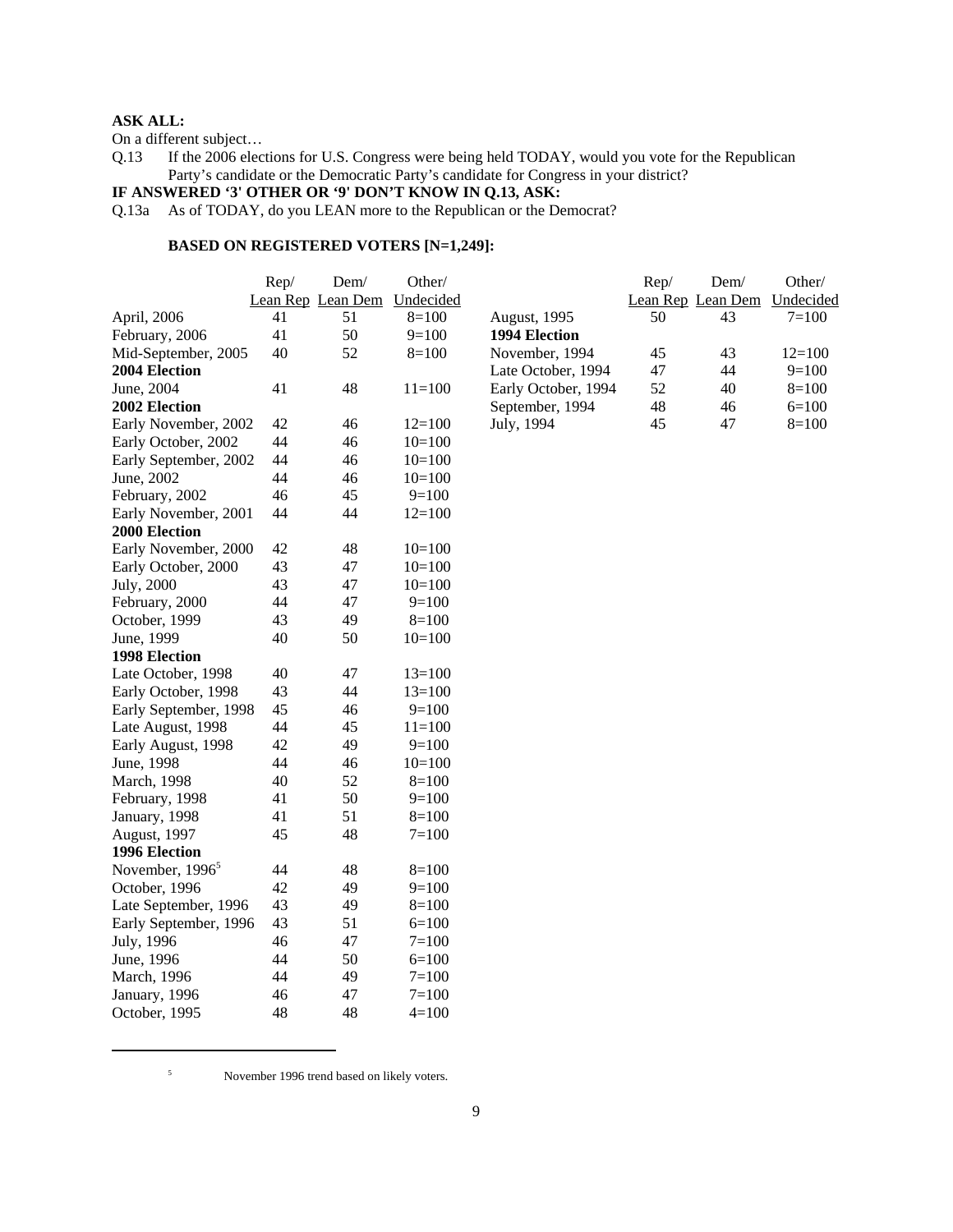**ASK ALL:**

On a different subject…

Q.13 If the 2006 elections for U.S. Congress were being held TODAY, would you vote for the Republican Party's candidate or the Democratic Party's candidate for Congress in your district?

**IF ANSWERED '3' OTHER OR '9' DON'T KNOW IN Q.13, ASK:**

Q.13a As of TODAY, do you LEAN more to the Republican or the Democrat?

**BASED ON REGISTERED VOTERS [N=1,249]:**

| | Rep/ Lean Rep | Dem/ Lean Dem | Other/ Undecided |
|---|---|---|---|
| April, 2006 | 41 | 51 | 8=100 |
| February, 2006 | 41 | 50 | 9=100 |
| Mid-September, 2005 | 40 | 52 | 8=100 |
| **2004 Election** | | | |
| June, 2004 | 41 | 48 | 11=100 |
| **2002 Election** | | | |
| Early November, 2002 | 42 | 46 | 12=100 |
| Early October, 2002 | 44 | 46 | 10=100 |
| Early September, 2002 | 44 | 46 | 10=100 |
| June, 2002 | 44 | 46 | 10=100 |
| February, 2002 | 46 | 45 | 9=100 |
| Early November, 2001 | 44 | 44 | 12=100 |
| **2000 Election** | | | |
| Early November, 2000 | 42 | 48 | 10=100 |
| Early October, 2000 | 43 | 47 | 10=100 |
| July, 2000 | 43 | 47 | 10=100 |
| February, 2000 | 44 | 47 | 9=100 |
| October, 1999 | 43 | 49 | 8=100 |
| June, 1999 | 40 | 50 | 10=100 |
| **1998 Election** | | | |
| Late October, 1998 | 40 | 47 | 13=100 |
| Early October, 1998 | 43 | 44 | 13=100 |
| Early September, 1998 | 45 | 46 | 9=100 |
| Late August, 1998 | 44 | 45 | 11=100 |
| Early August, 1998 | 42 | 49 | 9=100 |
| June, 1998 | 44 | 46 | 10=100 |
| March, 1998 | 40 | 52 | 8=100 |
| February, 1998 | 41 | 50 | 9=100 |
| January, 1998 | 41 | 51 | 8=100 |
| August, 1997 | 45 | 48 | 7=100 |
| **1996 Election** | | | |
| November, 1996[5] | 44 | 48 | 8=100 |
| October, 1996 | 42 | 49 | 9=100 |
| Late September, 1996 | 43 | 49 | 8=100 |
| Early September, 1996 | 43 | 51 | 6=100 |
| July, 1996 | 46 | 47 | 7=100 |
| June, 1996 | 44 | 50 | 6=100 |
| March, 1996 | 44 | 49 | 7=100 |
| January, 1996 | 46 | 47 | 7=100 |
| October, 1995 | 48 | 48 | 4=100 |
| August, 1995 | 50 | 43 | 7=100 |
| **1994 Election** | | | |
| November, 1994 | 45 | 43 | 12=100 |
| Late October, 1994 | 47 | 44 | 9=100 |
| Early October, 1994 | 52 | 40 | 8=100 |
| September, 1994 | 48 | 46 | 6=100 |
| July, 1994 | 45 | 47 | 8=100 |

[5] November 1996 trend based on likely voters.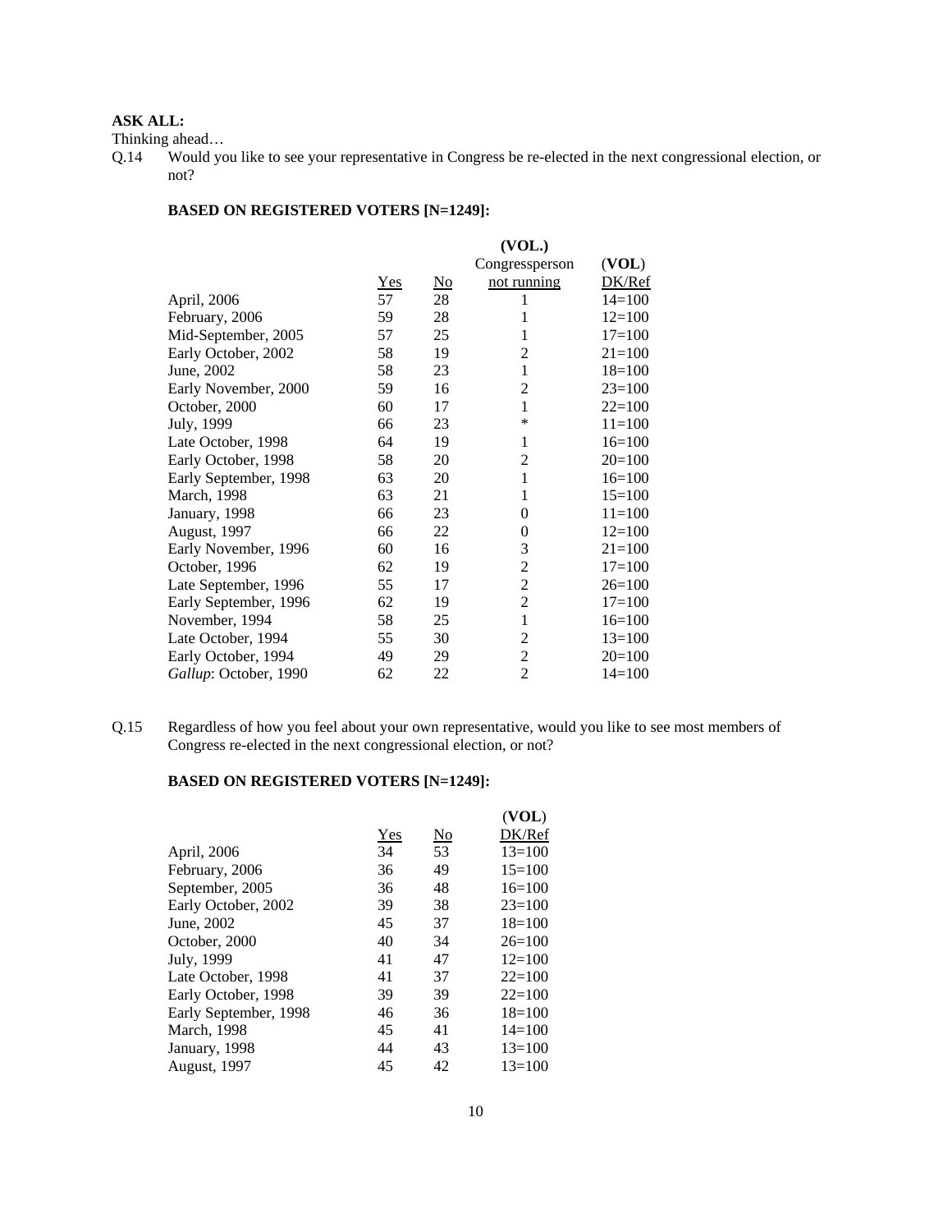**ASK ALL:**

Thinking ahead…

Q.14 Would you like to see your representative in Congress be re-elected in the next congressional election, or not?

**BASED ON REGISTERED VOTERS [N=1249]:**

| | Yes | No | (VOL.) Congressperson not running | (VOL) DK/Ref |
|---|---|---|---|---|
| April, 2006 | 57 | 28 | 1 | 14=100 |
| February, 2006 | 59 | 28 | 1 | 12=100 |
| Mid-September, 2005 | 57 | 25 | 1 | 17=100 |
| Early October, 2002 | 58 | 19 | 2 | 21=100 |
| June, 2002 | 58 | 23 | 1 | 18=100 |
| Early November, 2000 | 59 | 16 | 2 | 23=100 |
| October, 2000 | 60 | 17 | 1 | 22=100 |
| July, 1999 | 66 | 23 | * | 11=100 |
| Late October, 1998 | 64 | 19 | 1 | 16=100 |
| Early October, 1998 | 58 | 20 | 2 | 20=100 |
| Early September, 1998 | 63 | 20 | 1 | 16=100 |
| March, 1998 | 63 | 21 | 1 | 15=100 |
| January, 1998 | 66 | 23 | 0 | 11=100 |
| August, 1997 | 66 | 22 | 0 | 12=100 |
| Early November, 1996 | 60 | 16 | 3 | 21=100 |
| October, 1996 | 62 | 19 | 2 | 17=100 |
| Late September, 1996 | 55 | 17 | 2 | 26=100 |
| Early September, 1996 | 62 | 19 | 2 | 17=100 |
| November, 1994 | 58 | 25 | 1 | 16=100 |
| Late October, 1994 | 55 | 30 | 2 | 13=100 |
| Early October, 1994 | 49 | 29 | 2 | 20=100 |
| *Gallup*: October, 1990 | 62 | 22 | 2 | 14=100 |

Q.15 Regardless of how you feel about your own representative, would you like to see most members of Congress re-elected in the next congressional election, or not?

**BASED ON REGISTERED VOTERS [N=1249]:**

| | Yes | No | (VOL) DK/Ref |
|---|---|---|---|
| April, 2006 | 34 | 53 | 13=100 |
| February, 2006 | 36 | 49 | 15=100 |
| September, 2005 | 36 | 48 | 16=100 |
| Early October, 2002 | 39 | 38 | 23=100 |
| June, 2002 | 45 | 37 | 18=100 |
| October, 2000 | 40 | 34 | 26=100 |
| July, 1999 | 41 | 47 | 12=100 |
| Late October, 1998 | 41 | 37 | 22=100 |
| Early October, 1998 | 39 | 39 | 22=100 |
| Early September, 1998 | 46 | 36 | 18=100 |
| March, 1998 | 45 | 41 | 14=100 |
| January, 1998 | 44 | 43 | 13=100 |
| August, 1997 | 45 | 42 | 13=100 |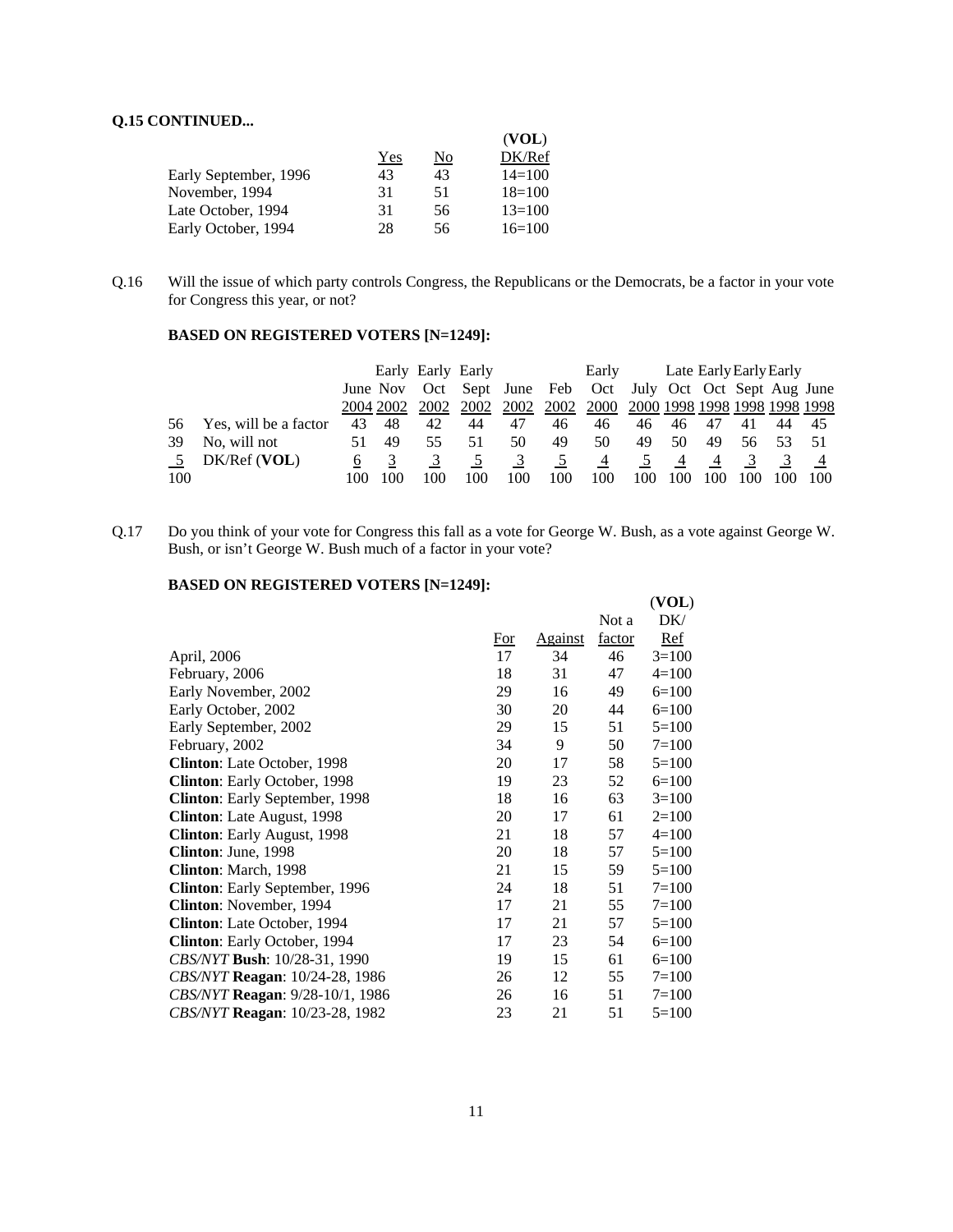**Q.15 CONTINUED...**

| | Yes | No | (VOL) DK/Ref |
|---|---|---|---|
| Early September, 1996 | 43 | 43 | 14=100 |
| November, 1994 | 31 | 51 | 18=100 |
| Late October, 1994 | 31 | 56 | 13=100 |
| Early October, 1994 | 28 | 56 | 16=100 |

Q.16 Will the issue of which party controls Congress, the Republicans or the Democrats, be a factor in your vote for Congress this year, or not?

**BASED ON REGISTERED VOTERS [N=1249]:**

| | | June 2004 | Early Nov 2002 | Early Oct 2002 | Early Sept 2002 | June 2002 | Feb 2002 | Early Oct 2000 | July 2000 | Late Oct 1998 | Early Oct 1998 | Early Sept 1998 | Early Aug 1998 | June 1998 |
|---|---|---|---|---|---|---|---|---|---|---|---|---|---|---|
| 56 | Yes, will be a factor | 43 | 48 | 42 | 44 | 47 | 46 | 46 | 46 | 46 | 47 | 41 | 44 | 45 |
| 39 | No, will not | 51 | 49 | 55 | 51 | 50 | 49 | 50 | 49 | 50 | 49 | 56 | 53 | 51 |
| 5 | DK/Ref (**VOL**) | 6 | 3 | 3 | 5 | 3 | 5 | 4 | 5 | 4 | 4 | 3 | 3 | 4 |
| 100 | | 100 | 100 | 100 | 100 | 100 | 100 | 100 | 100 | 100 | 100 | 100 | 100 | 100 |

Q.17 Do you think of your vote for Congress this fall as a vote for George W. Bush, as a vote against George W. Bush, or isn't George W. Bush much of a factor in your vote?

**BASED ON REGISTERED VOTERS [N=1249]:**

| | For | Against | Not a factor | (VOL) DK/ Ref |
|---|---|---|---|---|
| April, 2006 | 17 | 34 | 46 | 3=100 |
| February, 2006 | 18 | 31 | 47 | 4=100 |
| Early November, 2002 | 29 | 16 | 49 | 6=100 |
| Early October, 2002 | 30 | 20 | 44 | 6=100 |
| Early September, 2002 | 29 | 15 | 51 | 5=100 |
| February, 2002 | 34 | 9 | 50 | 7=100 |
| **Clinton**: Late October, 1998 | 20 | 17 | 58 | 5=100 |
| **Clinton**: Early October, 1998 | 19 | 23 | 52 | 6=100 |
| **Clinton**: Early September, 1998 | 18 | 16 | 63 | 3=100 |
| **Clinton**: Late August, 1998 | 20 | 17 | 61 | 2=100 |
| **Clinton**: Early August, 1998 | 21 | 18 | 57 | 4=100 |
| **Clinton**: June, 1998 | 20 | 18 | 57 | 5=100 |
| **Clinton**: March, 1998 | 21 | 15 | 59 | 5=100 |
| **Clinton**: Early September, 1996 | 24 | 18 | 51 | 7=100 |
| **Clinton**: November, 1994 | 17 | 21 | 55 | 7=100 |
| **Clinton**: Late October, 1994 | 17 | 21 | 57 | 5=100 |
| **Clinton**: Early October, 1994 | 17 | 23 | 54 | 6=100 |
| *CBS/NYT* **Bush**: 10/28-31, 1990 | 19 | 15 | 61 | 6=100 |
| *CBS/NYT* **Reagan**: 10/24-28, 1986 | 26 | 12 | 55 | 7=100 |
| *CBS/NYT* **Reagan**: 9/28-10/1, 1986 | 26 | 16 | 51 | 7=100 |
| *CBS/NYT* **Reagan**: 10/23-28, 1982 | 23 | 21 | 51 | 5=100 |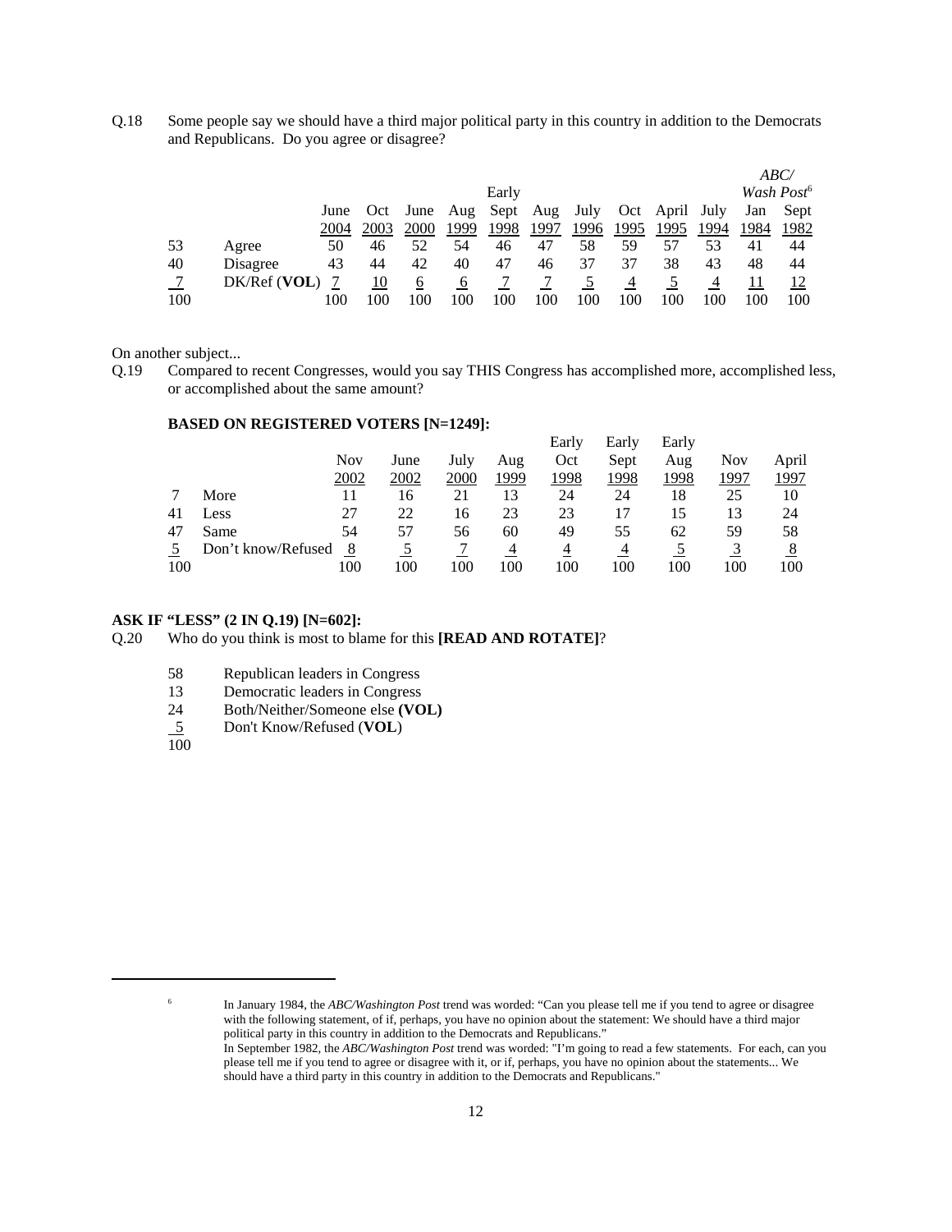Q.18 Some people say we should have a third major political party in this country in addition to the Democrats and Republicans. Do you agree or disagree?

| | | June 2004 | Oct 2003 | June 2000 | Aug 1999 | Early Sept 1998 | Aug 1997 | July 1996 | Oct 1995 | April 1995 | July 1994 | *ABC/ Wash Post*[6] Jan 1984 | *ABC/ Wash Post*[6] Sept 1982 |
|---|---|---|---|---|---|---|---|---|---|---|---|---|---|
| 53 | Agree | 50 | 46 | 52 | 54 | 46 | 47 | 58 | 59 | 57 | 53 | 41 | 44 |
| 40 | Disagree | 43 | 44 | 42 | 40 | 47 | 46 | 37 | 37 | 38 | 43 | 48 | 44 |
| 7 | DK/Ref (**VOL**) | 7 | 10 | 6 | 6 | 7 | 7 | 5 | 4 | 5 | 4 | 11 | 12 |
| 100 | | 100 | 100 | 100 | 100 | 100 | 100 | 100 | 100 | 100 | 100 | 100 | 100 |

On another subject...

Q.19 Compared to recent Congresses, would you say THIS Congress has accomplished more, accomplished less, or accomplished about the same amount?

**BASED ON REGISTERED VOTERS [N=1249]:**

| | | Nov 2002 | June 2002 | July 2000 | Aug 1999 | Early Oct 1998 | Early Sept 1998 | Early Aug 1998 | Nov 1997 | April 1997 |
|---|---|---|---|---|---|---|---|---|---|---|
| 7 | More | 11 | 16 | 21 | 13 | 24 | 24 | 18 | 25 | 10 |
| 41 | Less | 27 | 22 | 16 | 23 | 23 | 17 | 15 | 13 | 24 |
| 47 | Same | 54 | 57 | 56 | 60 | 49 | 55 | 62 | 59 | 58 |
| 5 | Don't know/Refused | 8 | 5 | 7 | 4 | 4 | 4 | 5 | 3 | 8 |
| 100 | | 100 | 100 | 100 | 100 | 100 | 100 | 100 | 100 | 100 |

**ASK IF "LESS" (2 IN Q.19) [N=602]:**

Q.20 Who do you think is most to blame for this **[READ AND ROTATE]**?

| | |
|---|---|
| 58 | Republican leaders in Congress |
| 13 | Democratic leaders in Congress |
| 24 | Both/Neither/Someone else **(VOL)** |
| 5 | Don't Know/Refused (**VOL**) |
| 100 | |

---

[6] In January 1984, the *ABC/Washington Post* trend was worded: "Can you please tell me if you tend to agree or disagree with the following statement, of if, perhaps, you have no opinion about the statement: We should have a third major political party in this country in addition to the Democrats and Republicans."
In September 1982, the *ABC/Washington Post* trend was worded: "I'm going to read a few statements. For each, can you please tell me if you tend to agree or disagree with it, or if, perhaps, you have no opinion about the statements... We should have a third party in this country in addition to the Democrats and Republicans."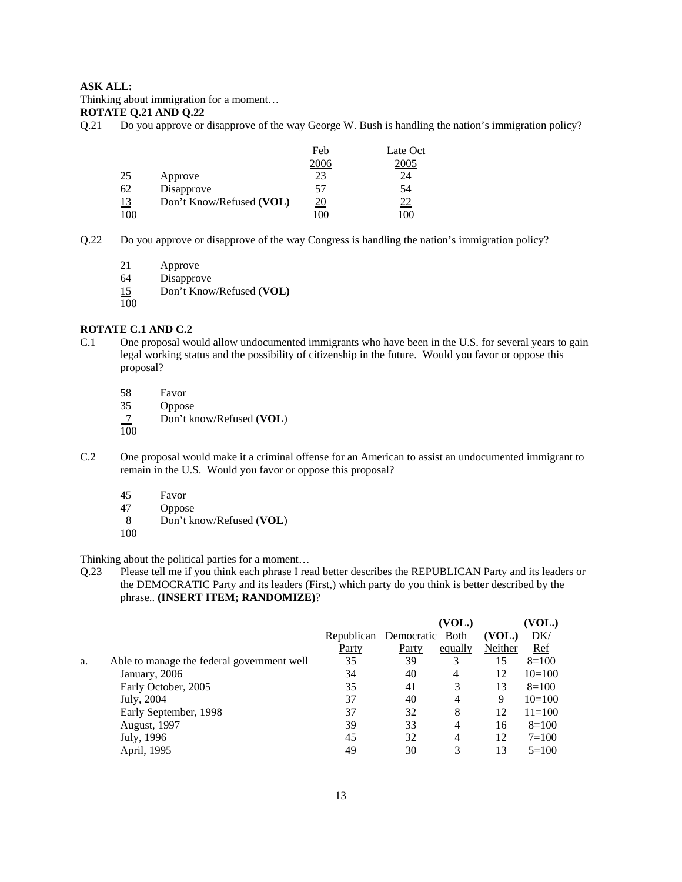**ASK ALL:**

Thinking about immigration for a moment…

**ROTATE Q.21 AND Q.22**

Q.21 Do you approve or disapprove of the way George W. Bush is handling the nation's immigration policy?

| | | Feb 2006 | Late Oct 2005 |
|---|---|---|---|
| 25 | Approve | 23 | 24 |
| 62 | Disapprove | 57 | 54 |
| 13 | Don't Know/Refused **(VOL)** | 20 | 22 |
| 100 | | 100 | 100 |

Q.22 Do you approve or disapprove of the way Congress is handling the nation's immigration policy?

21 Approve
64 Disapprove
15 Don't Know/Refused **(VOL)**
100

**ROTATE C.1 AND C.2**

C.1 One proposal would allow undocumented immigrants who have been in the U.S. for several years to gain legal working status and the possibility of citizenship in the future. Would you favor or oppose this proposal?

58 Favor
35 Oppose
7 Don't know/Refused (**VOL**)
100

C.2 One proposal would make it a criminal offense for an American to assist an undocumented immigrant to remain in the U.S. Would you favor or oppose this proposal?

45 Favor
47 Oppose
8 Don't know/Refused (**VOL**)
100

Thinking about the political parties for a moment…

Q.23 Please tell me if you think each phrase I read better describes the REPUBLICAN Party and its leaders or the DEMOCRATIC Party and its leaders (First,) which party do you think is better described by the phrase.. **(INSERT ITEM; RANDOMIZE)**?

| | | Republican Party | Democratic Party | (VOL.) Both equally | (VOL.) Neither | (VOL.) DK/ Ref |
|---|---|---|---|---|---|---|
| a. | Able to manage the federal government well | 35 | 39 | 3 | 15 | 8=100 |
| | January, 2006 | 34 | 40 | 4 | 12 | 10=100 |
| | Early October, 2005 | 35 | 41 | 3 | 13 | 8=100 |
| | July, 2004 | 37 | 40 | 4 | 9 | 10=100 |
| | Early September, 1998 | 37 | 32 | 8 | 12 | 11=100 |
| | August, 1997 | 39 | 33 | 4 | 16 | 8=100 |
| | July, 1996 | 45 | 32 | 4 | 12 | 7=100 |
| | April, 1995 | 49 | 30 | 3 | 13 | 5=100 |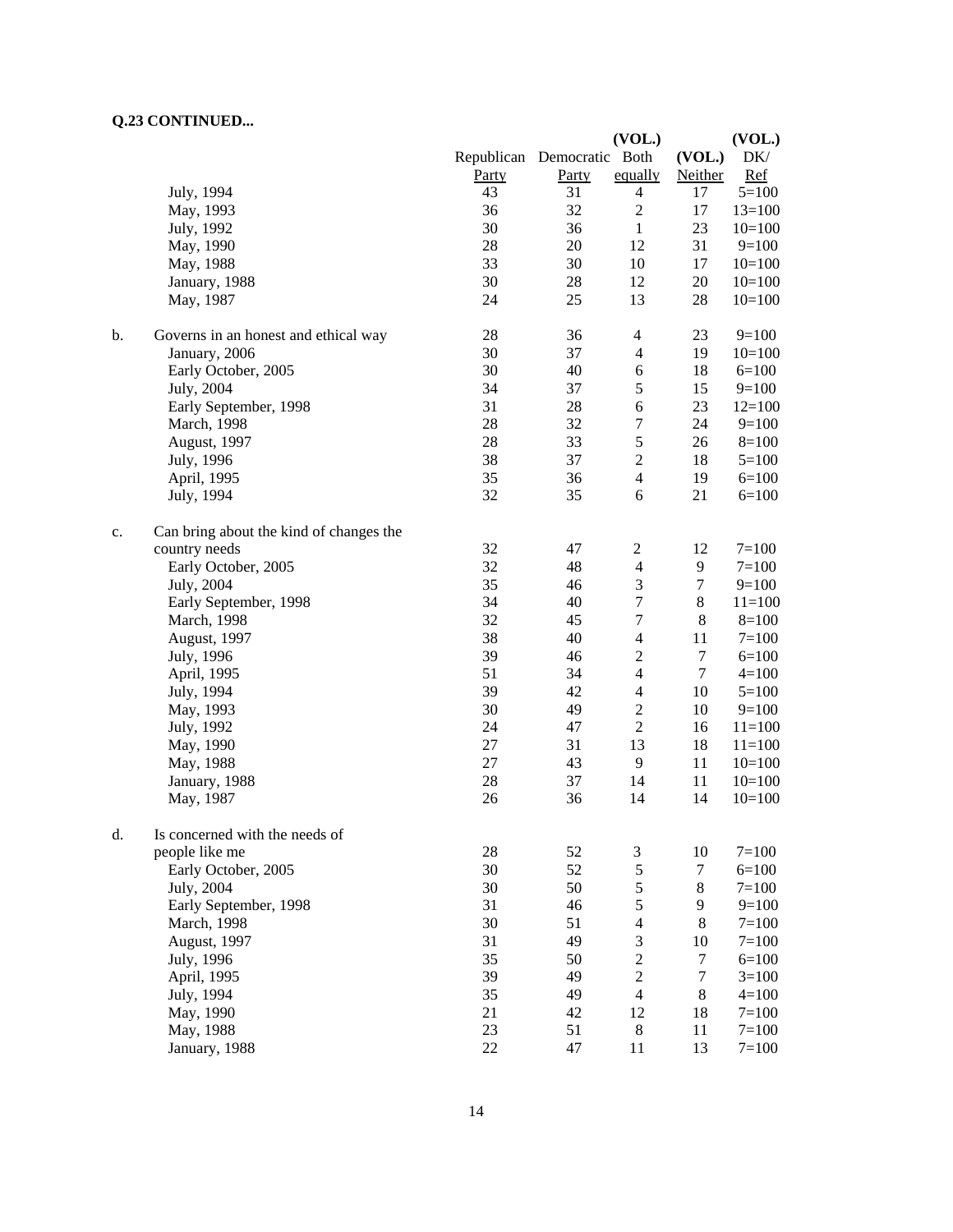**Q.23 CONTINUED...**

| | | Republican Party | Democratic Party | (VOL.) Both equally | (VOL.) Neither | (VOL.) DK/ Ref |
|---|---|---|---|---|---|---|
| | July, 1994 | 43 | 31 | 4 | 17 | 5=100 |
| | May, 1993 | 36 | 32 | 2 | 17 | 13=100 |
| | July, 1992 | 30 | 36 | 1 | 23 | 10=100 |
| | May, 1990 | 28 | 20 | 12 | 31 | 9=100 |
| | May, 1988 | 33 | 30 | 10 | 17 | 10=100 |
| | January, 1988 | 30 | 28 | 12 | 20 | 10=100 |
| | May, 1987 | 24 | 25 | 13 | 28 | 10=100 |
| | | | | | | |
| b. | Governs in an honest and ethical way | 28 | 36 | 4 | 23 | 9=100 |
| | January, 2006 | 30 | 37 | 4 | 19 | 10=100 |
| | Early October, 2005 | 30 | 40 | 6 | 18 | 6=100 |
| | July, 2004 | 34 | 37 | 5 | 15 | 9=100 |
| | Early September, 1998 | 31 | 28 | 6 | 23 | 12=100 |
| | March, 1998 | 28 | 32 | 7 | 24 | 9=100 |
| | August, 1997 | 28 | 33 | 5 | 26 | 8=100 |
| | July, 1996 | 38 | 37 | 2 | 18 | 5=100 |
| | April, 1995 | 35 | 36 | 4 | 19 | 6=100 |
| | July, 1994 | 32 | 35 | 6 | 21 | 6=100 |
| | | | | | | |
| c. | Can bring about the kind of changes the country needs | 32 | 47 | 2 | 12 | 7=100 |
| | Early October, 2005 | 32 | 48 | 4 | 9 | 7=100 |
| | July, 2004 | 35 | 46 | 3 | 7 | 9=100 |
| | Early September, 1998 | 34 | 40 | 7 | 8 | 11=100 |
| | March, 1998 | 32 | 45 | 7 | 8 | 8=100 |
| | August, 1997 | 38 | 40 | 4 | 11 | 7=100 |
| | July, 1996 | 39 | 46 | 2 | 7 | 6=100 |
| | April, 1995 | 51 | 34 | 4 | 7 | 4=100 |
| | July, 1994 | 39 | 42 | 4 | 10 | 5=100 |
| | May, 1993 | 30 | 49 | 2 | 10 | 9=100 |
| | July, 1992 | 24 | 47 | 2 | 16 | 11=100 |
| | May, 1990 | 27 | 31 | 13 | 18 | 11=100 |
| | May, 1988 | 27 | 43 | 9 | 11 | 10=100 |
| | January, 1988 | 28 | 37 | 14 | 11 | 10=100 |
| | May, 1987 | 26 | 36 | 14 | 14 | 10=100 |
| | | | | | | |
| d. | Is concerned with the needs of people like me | 28 | 52 | 3 | 10 | 7=100 |
| | Early October, 2005 | 30 | 52 | 5 | 7 | 6=100 |
| | July, 2004 | 30 | 50 | 5 | 8 | 7=100 |
| | Early September, 1998 | 31 | 46 | 5 | 9 | 9=100 |
| | March, 1998 | 30 | 51 | 4 | 8 | 7=100 |
| | August, 1997 | 31 | 49 | 3 | 10 | 7=100 |
| | July, 1996 | 35 | 50 | 2 | 7 | 6=100 |
| | April, 1995 | 39 | 49 | 2 | 7 | 3=100 |
| | July, 1994 | 35 | 49 | 4 | 8 | 4=100 |
| | May, 1990 | 21 | 42 | 12 | 18 | 7=100 |
| | May, 1988 | 23 | 51 | 8 | 11 | 7=100 |
| | January, 1988 | 22 | 47 | 11 | 13 | 7=100 |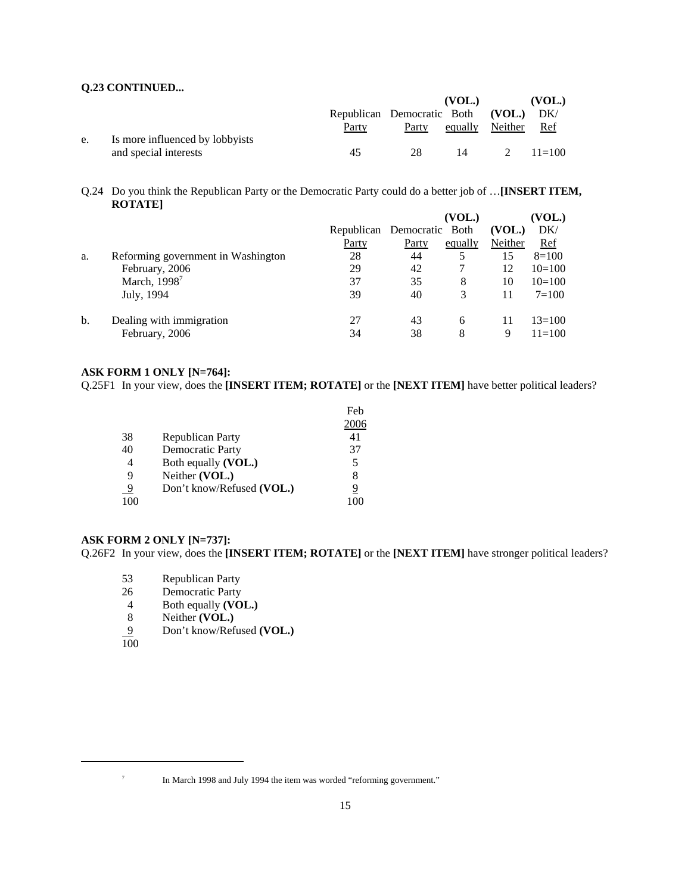**Q.23 CONTINUED...**

| | | Republican Party | Democratic Party | (VOL.) Both equally | (VOL.) Neither | (VOL.) DK/ Ref |
|---|---|---|---|---|---|---|
| e. | Is more influenced by lobbyists and special interests | 45 | 28 | 14 | 2 | 11=100 |

Q.24 Do you think the Republican Party or the Democratic Party could do a better job of …**[INSERT ITEM, ROTATE]**

| | | Republican Party | Democratic Party | (VOL.) Both equally | (VOL.) Neither | (VOL.) DK/ Ref |
|---|---|---|---|---|---|---|
| a. | Reforming government in Washington | 28 | 44 | 5 | 15 | 8=100 |
| | February, 2006 | 29 | 42 | 7 | 12 | 10=100 |
| | March, 1998[7] | 37 | 35 | 8 | 10 | 10=100 |
| | July, 1994 | 39 | 40 | 3 | 11 | 7=100 |
| b. | Dealing with immigration | 27 | 43 | 6 | 11 | 13=100 |
| | February, 2006 | 34 | 38 | 8 | 9 | 11=100 |

**ASK FORM 1 ONLY [N=764]:**

Q.25F1 In your view, does the **[INSERT ITEM; ROTATE]** or the **[NEXT ITEM]** have better political leaders?

| | | Feb 2006 |
|---|---|---|
| 38 | Republican Party | 41 |
| 40 | Democratic Party | 37 |
| 4 | Both equally **(VOL.)** | 5 |
| 9 | Neither **(VOL.)** | 8 |
| 9 | Don't know/Refused **(VOL.)** | 9 |
| 100 | | 100 |

**ASK FORM 2 ONLY [N=737]:**

Q.26F2 In your view, does the **[INSERT ITEM; ROTATE]** or the **[NEXT ITEM]** have stronger political leaders?

| | |
|---|---|
| 53 | Republican Party |
| 26 | Democratic Party |
| 4 | Both equally **(VOL.)** |
| 8 | Neither **(VOL.)** |
| 9 | Don't know/Refused **(VOL.)** |
| 100 | |

[7] In March 1998 and July 1994 the item was worded "reforming government."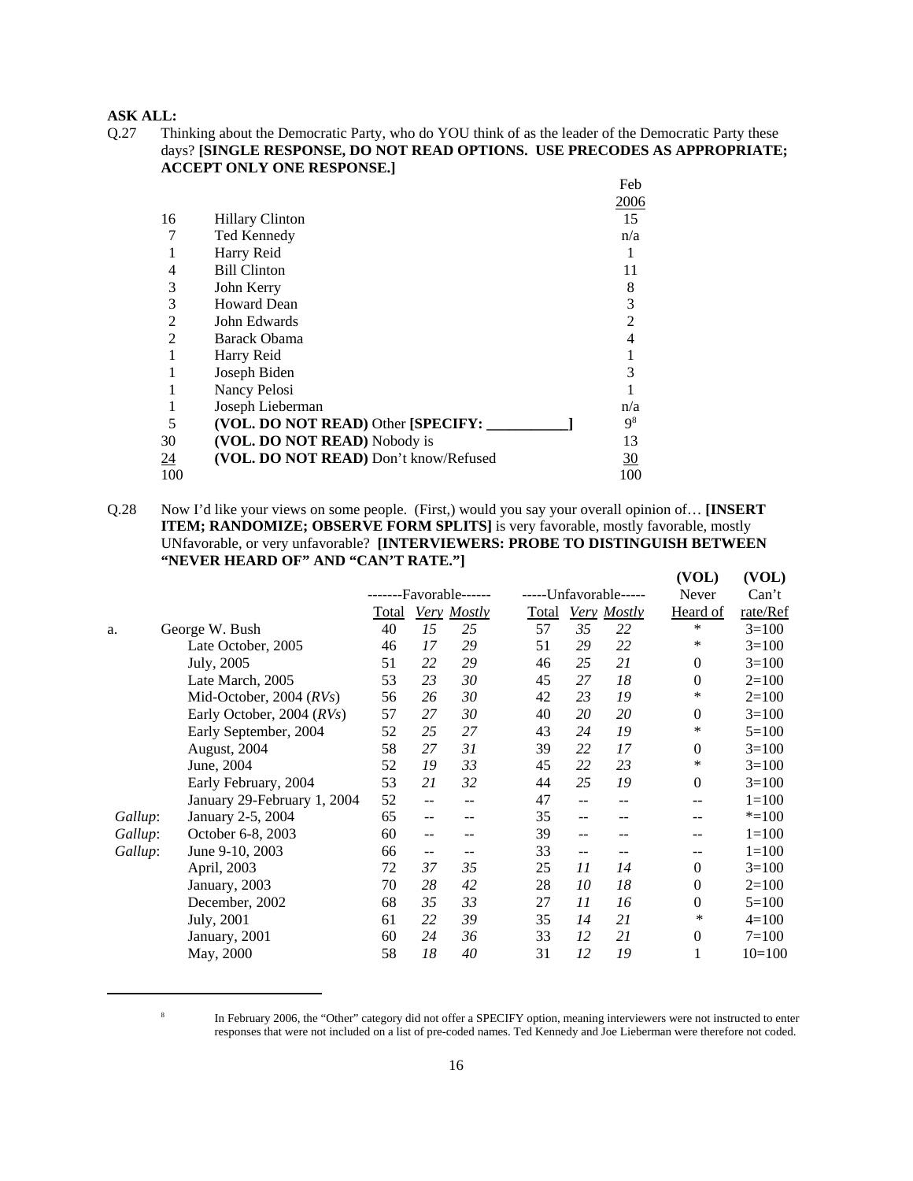**ASK ALL:**

Q.27 Thinking about the Democratic Party, who do YOU think of as the leader of the Democratic Party these days? **[SINGLE RESPONSE, DO NOT READ OPTIONS. USE PRECODES AS APPROPRIATE; ACCEPT ONLY ONE RESPONSE.]**

| | | Feb 2006 |
|---|---|---|
| 16 | Hillary Clinton | 15 |
| 7 | Ted Kennedy | n/a |
| 1 | Harry Reid | 1 |
| 4 | Bill Clinton | 11 |
| 3 | John Kerry | 8 |
| 3 | Howard Dean | 3 |
| 2 | John Edwards | 2 |
| 2 | Barack Obama | 4 |
| 1 | Harry Reid | 1 |
| 1 | Joseph Biden | 3 |
| 1 | Nancy Pelosi | 1 |
| 1 | Joseph Lieberman | n/a |
| 5 | **(VOL. DO NOT READ)** Other **[SPECIFY: ___________]** | 9[8] |
| 30 | **(VOL. DO NOT READ)** Nobody is | 13 |
| 24 | **(VOL. DO NOT READ)** Don't know/Refused | 30 |
| 100 | | 100 |

Q.28 Now I'd like your views on some people. (First,) would you say your overall opinion of… **[INSERT ITEM; RANDOMIZE; OBSERVE FORM SPLITS]** is very favorable, mostly favorable, mostly UNfavorable, or very unfavorable? **[INTERVIEWERS: PROBE TO DISTINGUISH BETWEEN "NEVER HEARD OF" AND "CAN'T RATE."]**

| | | -------Favorable------ | | | -----Unfavorable----- | | | (VOL) Never | (VOL) Can't |
|---|---|---|---|---|---|---|---|---|---|
| | | Total | *Very* | *Mostly* | Total | *Very* | *Mostly* | Heard of | rate/Ref |
| a. | George W. Bush | 40 | *15* | *25* | 57 | *35* | *22* | * | 3=100 |
| | Late October, 2005 | 46 | *17* | *29* | 51 | *29* | *22* | * | 3=100 |
| | July, 2005 | 51 | *22* | *29* | 46 | *25* | *21* | 0 | 3=100 |
| | Late March, 2005 | 53 | *23* | *30* | 45 | *27* | *18* | 0 | 2=100 |
| | Mid-October, 2004 (*RVs*) | 56 | *26* | *30* | 42 | *23* | *19* | * | 2=100 |
| | Early October, 2004 (*RVs*) | 57 | *27* | *30* | 40 | *20* | *20* | 0 | 3=100 |
| | Early September, 2004 | 52 | *25* | *27* | 43 | *24* | *19* | * | 5=100 |
| | August, 2004 | 58 | *27* | *31* | 39 | *22* | *17* | 0 | 3=100 |
| | June, 2004 | 52 | *19* | *33* | 45 | *22* | *23* | * | 3=100 |
| | Early February, 2004 | 53 | *21* | *32* | 44 | *25* | *19* | 0 | 3=100 |
| | January 29-February 1, 2004 | 52 | -- | -- | 47 | -- | -- | -- | 1=100 |
| *Gallup*: | January 2-5, 2004 | 65 | -- | -- | 35 | -- | -- | -- | *=100 |
| *Gallup*: | October 6-8, 2003 | 60 | -- | -- | 39 | -- | -- | -- | 1=100 |
| *Gallup*: | June 9-10, 2003 | 66 | -- | -- | 33 | -- | -- | -- | 1=100 |
| | April, 2003 | 72 | *37* | *35* | 25 | *11* | *14* | 0 | 3=100 |
| | January, 2003 | 70 | *28* | *42* | 28 | *10* | *18* | 0 | 2=100 |
| | December, 2002 | 68 | *35* | *33* | 27 | *11* | *16* | 0 | 5=100 |
| | July, 2001 | 61 | *22* | *39* | 35 | *14* | *21* | * | 4=100 |
| | January, 2001 | 60 | *24* | *36* | 33 | *12* | *21* | 0 | 7=100 |
| | May, 2000 | 58 | *18* | *40* | 31 | *12* | *19* | 1 | 10=100 |

---

[8] In February 2006, the "Other" category did not offer a SPECIFY option, meaning interviewers were not instructed to enter responses that were not included on a list of pre-coded names. Ted Kennedy and Joe Lieberman were therefore not coded.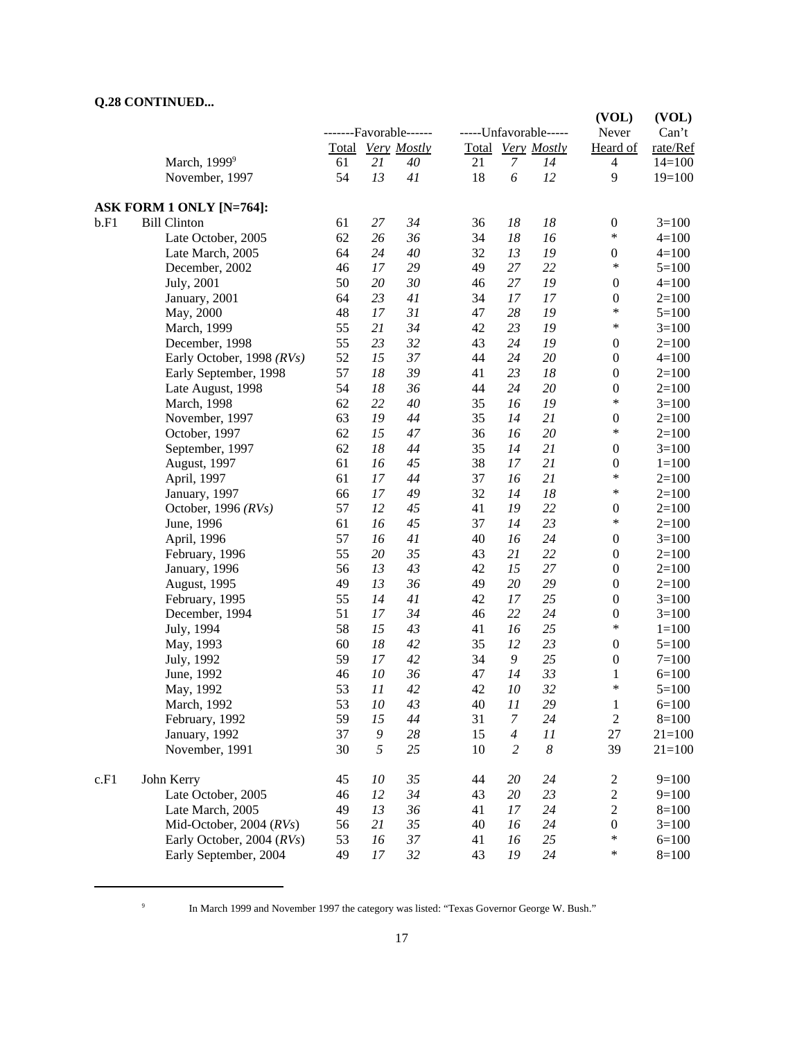**Q.28 CONTINUED...**

| | | -------Favorable------ | | | -----Unfavorable----- | | | (VOL) Never | (VOL) Can't |
|---|---|---|---|---|---|---|---|---|---|
| | | Total | *Very* | *Mostly* | Total | *Very* | *Mostly* | Heard of | rate/Ref |
| | March, 1999[9] | 61 | *21* | *40* | 21 | *7* | *14* | 4 | 14=100 |
| | November, 1997 | 54 | *13* | *41* | 18 | *6* | *12* | 9 | 19=100 |
| **ASK FORM 1 ONLY [N=764]:** | | | | | | | | | |
| b.F1 | Bill Clinton | 61 | *27* | *34* | 36 | *18* | *18* | 0 | 3=100 |
| | Late October, 2005 | 62 | *26* | *36* | 34 | *18* | *16* | * | 4=100 |
| | Late March, 2005 | 64 | *24* | *40* | 32 | *13* | *19* | 0 | 4=100 |
| | December, 2002 | 46 | *17* | *29* | 49 | *27* | *22* | * | 5=100 |
| | July, 2001 | 50 | *20* | *30* | 46 | *27* | *19* | 0 | 4=100 |
| | January, 2001 | 64 | *23* | *41* | 34 | *17* | *17* | 0 | 2=100 |
| | May, 2000 | 48 | *17* | *31* | 47 | *28* | *19* | * | 5=100 |
| | March, 1999 | 55 | *21* | *34* | 42 | *23* | *19* | * | 3=100 |
| | December, 1998 | 55 | *23* | *32* | 43 | *24* | *19* | 0 | 2=100 |
| | Early October, 1998 *(RVs)* | 52 | *15* | *37* | 44 | *24* | *20* | 0 | 4=100 |
| | Early September, 1998 | 57 | *18* | *39* | 41 | *23* | *18* | 0 | 2=100 |
| | Late August, 1998 | 54 | *18* | *36* | 44 | *24* | *20* | 0 | 2=100 |
| | March, 1998 | 62 | *22* | *40* | 35 | *16* | *19* | * | 3=100 |
| | November, 1997 | 63 | *19* | *44* | 35 | *14* | *21* | 0 | 2=100 |
| | October, 1997 | 62 | *15* | *47* | 36 | *16* | *20* | * | 2=100 |
| | September, 1997 | 62 | *18* | *44* | 35 | *14* | *21* | 0 | 3=100 |
| | August, 1997 | 61 | *16* | *45* | 38 | *17* | *21* | 0 | 1=100 |
| | April, 1997 | 61 | *17* | *44* | 37 | *16* | *21* | * | 2=100 |
| | January, 1997 | 66 | *17* | *49* | 32 | *14* | *18* | * | 2=100 |
| | October, 1996 *(RVs)* | 57 | *12* | *45* | 41 | *19* | *22* | 0 | 2=100 |
| | June, 1996 | 61 | *16* | *45* | 37 | *14* | *23* | * | 2=100 |
| | April, 1996 | 57 | *16* | *41* | 40 | *16* | *24* | 0 | 3=100 |
| | February, 1996 | 55 | *20* | *35* | 43 | *21* | *22* | 0 | 2=100 |
| | January, 1996 | 56 | *13* | *43* | 42 | *15* | *27* | 0 | 2=100 |
| | August, 1995 | 49 | *13* | *36* | 49 | *20* | *29* | 0 | 2=100 |
| | February, 1995 | 55 | *14* | *41* | 42 | *17* | *25* | 0 | 3=100 |
| | December, 1994 | 51 | *17* | *34* | 46 | *22* | *24* | 0 | 3=100 |
| | July, 1994 | 58 | *15* | *43* | 41 | *16* | *25* | * | 1=100 |
| | May, 1993 | 60 | *18* | *42* | 35 | *12* | *23* | 0 | 5=100 |
| | July, 1992 | 59 | *17* | *42* | 34 | *9* | *25* | 0 | 7=100 |
| | June, 1992 | 46 | *10* | *36* | 47 | *14* | *33* | 1 | 6=100 |
| | May, 1992 | 53 | *11* | *42* | 42 | *10* | *32* | * | 5=100 |
| | March, 1992 | 53 | *10* | *43* | 40 | *11* | *29* | 1 | 6=100 |
| | February, 1992 | 59 | *15* | *44* | 31 | *7* | *24* | 2 | 8=100 |
| | January, 1992 | 37 | *9* | *28* | 15 | *4* | *11* | 27 | 21=100 |
| | November, 1991 | 30 | *5* | *25* | 10 | *2* | *8* | 39 | 21=100 |
| c.F1 | John Kerry | 45 | *10* | *35* | 44 | *20* | *24* | 2 | 9=100 |
| | Late October, 2005 | 46 | *12* | *34* | 43 | *20* | *23* | 2 | 9=100 |
| | Late March, 2005 | 49 | *13* | *36* | 41 | *17* | *24* | 2 | 8=100 |
| | Mid-October, 2004 (*RVs*) | 56 | *21* | *35* | 40 | *16* | *24* | 0 | 3=100 |
| | Early October, 2004 (*RVs*) | 53 | *16* | *37* | 41 | *16* | *25* | * | 6=100 |
| | Early September, 2004 | 49 | *17* | *32* | 43 | *19* | *24* | * | 8=100 |

[9] In March 1999 and November 1997 the category was listed: "Texas Governor George W. Bush."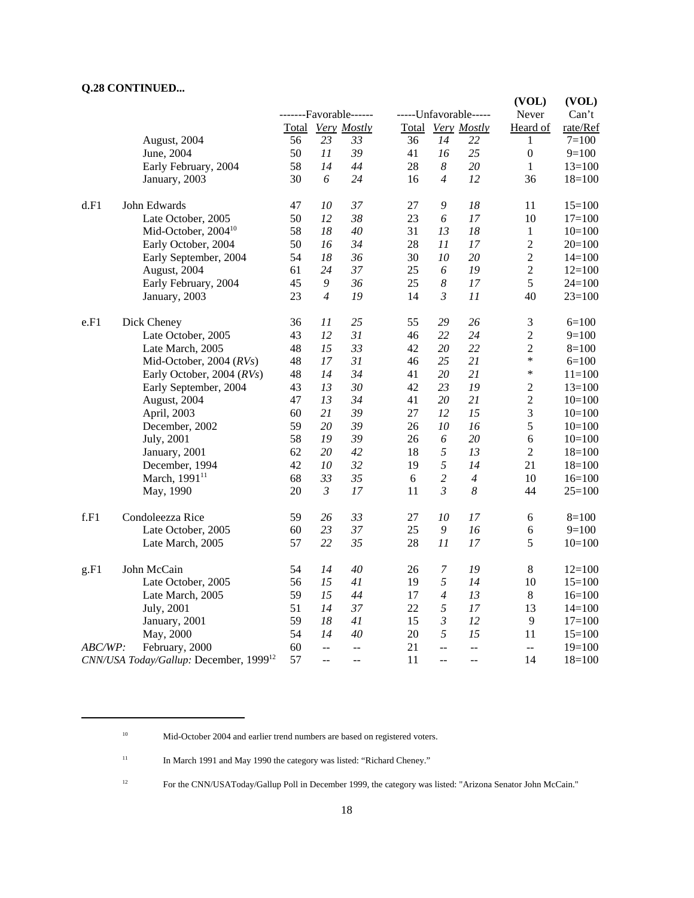**Q.28 CONTINUED...**

| | | -------Favorable------ | | | -----Unfavorable----- | | | (VOL) Never | (VOL) Can't |
|---|---|---|---|---|---|---|---|---|---|
| | | Total | *Very* | *Mostly* | Total | *Very* | *Mostly* | Heard of | rate/Ref |
| | August, 2004 | 56 | *23* | *33* | 36 | *14* | *22* | 1 | 7=100 |
| | June, 2004 | 50 | *11* | *39* | 41 | *16* | *25* | 0 | 9=100 |
| | Early February, 2004 | 58 | *14* | *44* | 28 | *8* | *20* | 1 | 13=100 |
| | January, 2003 | 30 | *6* | *24* | 16 | *4* | *12* | 36 | 18=100 |
| d.F1 | John Edwards | 47 | *10* | *37* | 27 | *9* | *18* | 11 | 15=100 |
| | Late October, 2005 | 50 | *12* | *38* | 23 | *6* | *17* | 10 | 17=100 |
| | Mid-October, 2004[10] | 58 | *18* | *40* | 31 | *13* | *18* | 1 | 10=100 |
| | Early October, 2004 | 50 | *16* | *34* | 28 | *11* | *17* | 2 | 20=100 |
| | Early September, 2004 | 54 | *18* | *36* | 30 | *10* | *20* | 2 | 14=100 |
| | August, 2004 | 61 | *24* | *37* | 25 | *6* | *19* | 2 | 12=100 |
| | Early February, 2004 | 45 | *9* | *36* | 25 | *8* | *17* | 5 | 24=100 |
| | January, 2003 | 23 | *4* | *19* | 14 | *3* | *11* | 40 | 23=100 |
| e.F1 | Dick Cheney | 36 | *11* | *25* | 55 | *29* | *26* | 3 | 6=100 |
| | Late October, 2005 | 43 | *12* | *31* | 46 | *22* | *24* | 2 | 9=100 |
| | Late March, 2005 | 48 | *15* | *33* | 42 | *20* | *22* | 2 | 8=100 |
| | Mid-October, 2004 (*RVs*) | 48 | *17* | *31* | 46 | *25* | *21* | * | 6=100 |
| | Early October, 2004 (*RVs*) | 48 | *14* | *34* | 41 | *20* | *21* | * | 11=100 |
| | Early September, 2004 | 43 | *13* | *30* | 42 | *23* | *19* | 2 | 13=100 |
| | August, 2004 | 47 | *13* | *34* | 41 | *20* | *21* | 2 | 10=100 |
| | April, 2003 | 60 | *21* | *39* | 27 | *12* | *15* | 3 | 10=100 |
| | December, 2002 | 59 | *20* | *39* | 26 | *10* | *16* | 5 | 10=100 |
| | July, 2001 | 58 | *19* | *39* | 26 | *6* | *20* | 6 | 10=100 |
| | January, 2001 | 62 | *20* | *42* | 18 | *5* | *13* | 2 | 18=100 |
| | December, 1994 | 42 | *10* | *32* | 19 | *5* | *14* | 21 | 18=100 |
| | March, 1991[11] | 68 | *33* | *35* | 6 | *2* | *4* | 10 | 16=100 |
| | May, 1990 | 20 | *3* | *17* | 11 | *3* | *8* | 44 | 25=100 |
| f.F1 | Condoleezza Rice | 59 | *26* | *33* | 27 | *10* | *17* | 6 | 8=100 |
| | Late October, 2005 | 60 | *23* | *37* | 25 | *9* | *16* | 6 | 9=100 |
| | Late March, 2005 | 57 | *22* | *35* | 28 | *11* | *17* | 5 | 10=100 |
| g.F1 | John McCain | 54 | *14* | *40* | 26 | *7* | *19* | 8 | 12=100 |
| | Late October, 2005 | 56 | *15* | *41* | 19 | *5* | *14* | 10 | 15=100 |
| | Late March, 2005 | 59 | *15* | *44* | 17 | *4* | *13* | 8 | 16=100 |
| | July, 2001 | 51 | *14* | *37* | 22 | *5* | *17* | 13 | 14=100 |
| | January, 2001 | 59 | *18* | *41* | 15 | *3* | *12* | 9 | 17=100 |
| | May, 2000 | 54 | *14* | *40* | 20 | *5* | *15* | 11 | 15=100 |
| *ABC/WP:* | February, 2000 | 60 | -- | -- | 21 | -- | -- | -- | 19=100 |
| *CNN/USA Today/Gallup:* | December, 1999[12] | 57 | -- | -- | 11 | -- | -- | 14 | 18=100 |

---

[10] Mid-October 2004 and earlier trend numbers are based on registered voters.

[11] In March 1991 and May 1990 the category was listed: "Richard Cheney."

[12] For the CNN/USAToday/Gallup Poll in December 1999, the category was listed: "Arizona Senator John McCain."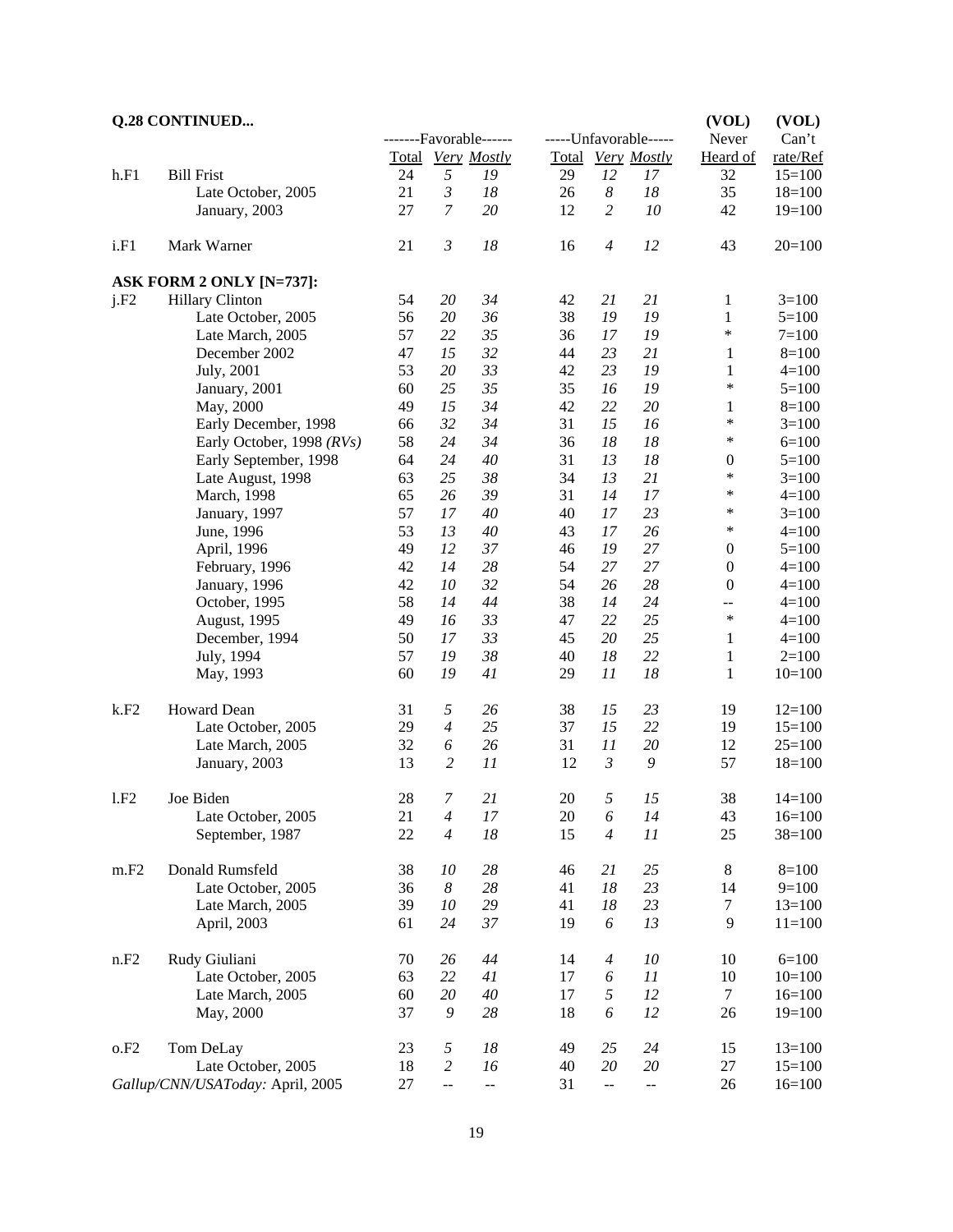**Q.28 CONTINUED...**

| | | -------Favorable------ | | | -----Unfavorable----- | | | (VOL) Never | (VOL) Can't |
|---|---|---|---|---|---|---|---|---|---|
| | | Total | *Very* | *Mostly* | Total | *Very* | *Mostly* | Heard of | rate/Ref |
| h.F1 | Bill Frist | 24 | *5* | *19* | 29 | *12* | *17* | 32 | 15=100 |
| | Late October, 2005 | 21 | *3* | *18* | 26 | *8* | *18* | 35 | 18=100 |
| | January, 2003 | 27 | *7* | *20* | 12 | *2* | *10* | 42 | 19=100 |
| | | | | | | | | | |
| i.F1 | Mark Warner | 21 | *3* | *18* | 16 | *4* | *12* | 43 | 20=100 |
| | | | | | | | | | |
| **ASK FORM 2 ONLY [N=737]:** | | | | | | | | | |
| j.F2 | Hillary Clinton | 54 | *20* | *34* | 42 | *21* | *21* | 1 | 3=100 |
| | Late October, 2005 | 56 | *20* | *36* | 38 | *19* | *19* | 1 | 5=100 |
| | Late March, 2005 | 57 | *22* | *35* | 36 | *17* | *19* | * | 7=100 |
| | December 2002 | 47 | *15* | *32* | 44 | *23* | *21* | 1 | 8=100 |
| | July, 2001 | 53 | *20* | *33* | 42 | *23* | *19* | 1 | 4=100 |
| | January, 2001 | 60 | *25* | *35* | 35 | *16* | *19* | * | 5=100 |
| | May, 2000 | 49 | *15* | *34* | 42 | *22* | *20* | 1 | 8=100 |
| | Early December, 1998 | 66 | *32* | *34* | 31 | *15* | *16* | * | 3=100 |
| | Early October, 1998 *(RVs)* | 58 | *24* | *34* | 36 | *18* | *18* | * | 6=100 |
| | Early September, 1998 | 64 | *24* | *40* | 31 | *13* | *18* | 0 | 5=100 |
| | Late August, 1998 | 63 | *25* | *38* | 34 | *13* | *21* | * | 3=100 |
| | March, 1998 | 65 | *26* | *39* | 31 | *14* | *17* | * | 4=100 |
| | January, 1997 | 57 | *17* | *40* | 40 | *17* | *23* | * | 3=100 |
| | June, 1996 | 53 | *13* | *40* | 43 | *17* | *26* | * | 4=100 |
| | April, 1996 | 49 | *12* | *37* | 46 | *19* | *27* | 0 | 5=100 |
| | February, 1996 | 42 | *14* | *28* | 54 | *27* | *27* | 0 | 4=100 |
| | January, 1996 | 42 | *10* | *32* | 54 | *26* | *28* | 0 | 4=100 |
| | October, 1995 | 58 | *14* | *44* | 38 | *14* | *24* | -- | 4=100 |
| | August, 1995 | 49 | *16* | *33* | 47 | *22* | *25* | * | 4=100 |
| | December, 1994 | 50 | *17* | *33* | 45 | *20* | *25* | 1 | 4=100 |
| | July, 1994 | 57 | *19* | *38* | 40 | *18* | *22* | 1 | 2=100 |
| | May, 1993 | 60 | *19* | *41* | 29 | *11* | *18* | 1 | 10=100 |
| | | | | | | | | | |
| k.F2 | Howard Dean | 31 | *5* | *26* | 38 | *15* | *23* | 19 | 12=100 |
| | Late October, 2005 | 29 | *4* | *25* | 37 | *15* | *22* | 19 | 15=100 |
| | Late March, 2005 | 32 | *6* | *26* | 31 | *11* | *20* | 12 | 25=100 |
| | January, 2003 | 13 | *2* | *11* | 12 | *3* | *9* | 57 | 18=100 |
| | | | | | | | | | |
| l.F2 | Joe Biden | 28 | *7* | *21* | 20 | *5* | *15* | 38 | 14=100 |
| | Late October, 2005 | 21 | *4* | *17* | 20 | *6* | *14* | 43 | 16=100 |
| | September, 1987 | 22 | *4* | *18* | 15 | *4* | *11* | 25 | 38=100 |
| | | | | | | | | | |
| m.F2 | Donald Rumsfeld | 38 | *10* | *28* | 46 | *21* | *25* | 8 | 8=100 |
| | Late October, 2005 | 36 | *8* | *28* | 41 | *18* | *23* | 14 | 9=100 |
| | Late March, 2005 | 39 | *10* | *29* | 41 | *18* | *23* | 7 | 13=100 |
| | April, 2003 | 61 | *24* | *37* | 19 | *6* | *13* | 9 | 11=100 |
| | | | | | | | | | |
| n.F2 | Rudy Giuliani | 70 | *26* | *44* | 14 | *4* | *10* | 10 | 6=100 |
| | Late October, 2005 | 63 | *22* | *41* | 17 | *6* | *11* | 10 | 10=100 |
| | Late March, 2005 | 60 | *20* | *40* | 17 | *5* | *12* | 7 | 16=100 |
| | May, 2000 | 37 | *9* | *28* | 18 | *6* | *12* | 26 | 19=100 |
| | | | | | | | | | |
| o.F2 | Tom DeLay | 23 | *5* | *18* | 49 | *25* | *24* | 15 | 13=100 |
| | Late October, 2005 | 18 | *2* | *16* | 40 | *20* | *20* | 27 | 15=100 |
| | *Gallup/CNN/USAToday:* April, 2005 | 27 | -- | -- | 31 | -- | -- | 26 | 16=100 |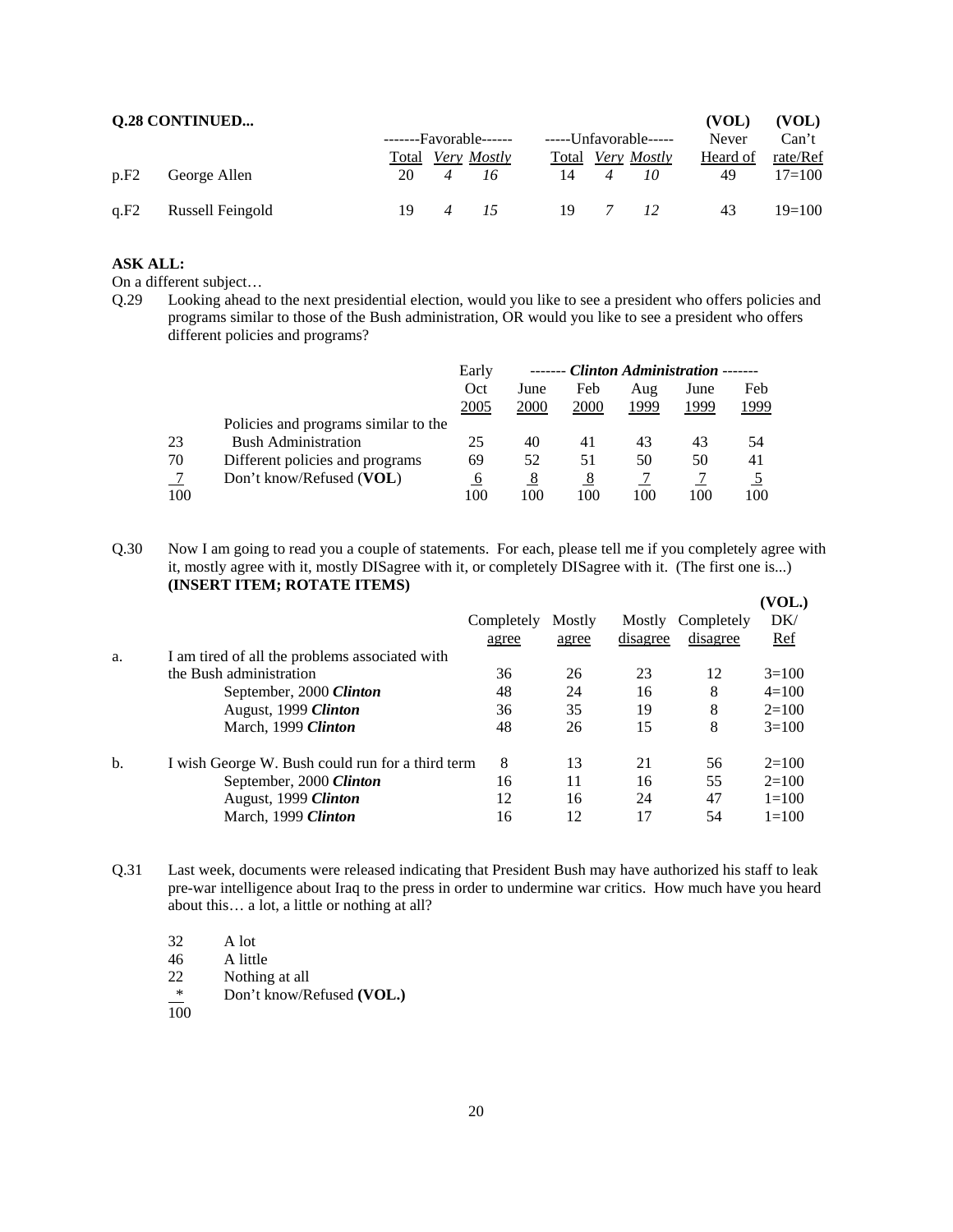**Q.28 CONTINUED...**

| | | -------Favorable------ | | | -----Unfavorable----- | | | (VOL) Never | (VOL) Can't |
|---|---|---|---|---|---|---|---|---|---|
| | | Total | *Very* | *Mostly* | Total | *Very* | *Mostly* | Heard of | rate/Ref |
| p.F2 | George Allen | 20 | *4* | *16* | 14 | *4* | *10* | 49 | 17=100 |
| q.F2 | Russell Feingold | 19 | *4* | *15* | 19 | *7* | *12* | 43 | 19=100 |

**ASK ALL:**

On a different subject…

Q.29 Looking ahead to the next presidential election, would you like to see a president who offers policies and programs similar to those of the Bush administration, OR would you like to see a president who offers different policies and programs?

| | | Early Oct 2005 | ------- *Clinton Administration* ------- June 2000 | Feb 2000 | Aug 1999 | June 1999 | Feb 1999 |
|---|---|---|---|---|---|---|---|
| 23 | Policies and programs similar to the Bush Administration | 25 | 40 | 41 | 43 | 43 | 54 |
| 70 | Different policies and programs | 69 | 52 | 51 | 50 | 50 | 41 |
| 7 | Don't know/Refused (**VOL**) | 6 | 8 | 8 | 7 | 7 | 5 |
| 100 | | 100 | 100 | 100 | 100 | 100 | 100 |

Q.30 Now I am going to read you a couple of statements. For each, please tell me if you completely agree with it, mostly agree with it, mostly DISagree with it, or completely DISagree with it. (The first one is...) **(INSERT ITEM; ROTATE ITEMS)**

| | | Completely agree | Mostly agree | Mostly disagree | Completely disagree | (VOL.) DK/ Ref |
|---|---|---|---|---|---|---|
| a. | I am tired of all the problems associated with the Bush administration | 36 | 26 | 23 | 12 | 3=100 |
| | September, 2000 ***Clinton*** | 48 | 24 | 16 | 8 | 4=100 |
| | August, 1999 ***Clinton*** | 36 | 35 | 19 | 8 | 2=100 |
| | March, 1999 ***Clinton*** | 48 | 26 | 15 | 8 | 3=100 |
| b. | I wish George W. Bush could run for a third term | 8 | 13 | 21 | 56 | 2=100 |
| | September, 2000 ***Clinton*** | 16 | 11 | 16 | 55 | 2=100 |
| | August, 1999 ***Clinton*** | 12 | 16 | 24 | 47 | 1=100 |
| | March, 1999 ***Clinton*** | 16 | 12 | 17 | 54 | 1=100 |

Q.31 Last week, documents were released indicating that President Bush may have authorized his staff to leak pre-war intelligence about Iraq to the press in order to undermine war critics. How much have you heard about this… a lot, a little or nothing at all?

| | |
|---|---|
| 32 | A lot |
| 46 | A little |
| 22 | Nothing at all |
| * | Don't know/Refused **(VOL.)** |
| 100 | |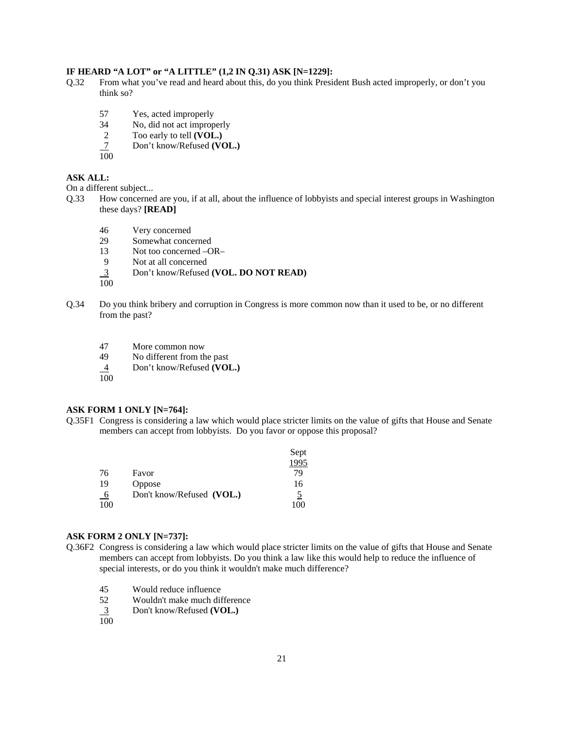**IF HEARD "A LOT" or "A LITTLE" (1,2 IN Q.31) ASK [N=1229]:**

Q.32 From what you've read and heard about this, do you think President Bush acted improperly, or don't you think so?

| | |
|---|---|
| 57 | Yes, acted improperly |
| 34 | No, did not act improperly |
| 2 | Too early to tell **(VOL.)** |
| 7 | Don't know/Refused **(VOL.)** |
| 100 | |

**ASK ALL:**

On a different subject...

Q.33 How concerned are you, if at all, about the influence of lobbyists and special interest groups in Washington these days? **[READ]**

| | |
|---|---|
| 46 | Very concerned |
| 29 | Somewhat concerned |
| 13 | Not too concerned –OR– |
| 9 | Not at all concerned |
| 3 | Don't know/Refused **(VOL. DO NOT READ)** |
| 100 | |

Q.34 Do you think bribery and corruption in Congress is more common now than it used to be, or no different from the past?

| | |
|---|---|
| 47 | More common now |
| 49 | No different from the past |
| 4 | Don't know/Refused **(VOL.)** |
| 100 | |

**ASK FORM 1 ONLY [N=764]:**

Q.35F1 Congress is considering a law which would place stricter limits on the value of gifts that House and Senate members can accept from lobbyists. Do you favor or oppose this proposal?

| | | Sept 1995 |
|---|---|---|
| 76 | Favor | 79 |
| 19 | Oppose | 16 |
| 6 | Don't know/Refused **(VOL.)** | 5 |
| 100 | | 100 |

**ASK FORM 2 ONLY [N=737]:**

Q.36F2 Congress is considering a law which would place stricter limits on the value of gifts that House and Senate members can accept from lobbyists. Do you think a law like this would help to reduce the influence of special interests, or do you think it wouldn't make much difference?

| | |
|---|---|
| 45 | Would reduce influence |
| 52 | Wouldn't make much difference |
| 3 | Don't know/Refused **(VOL.)** |
| 100 | |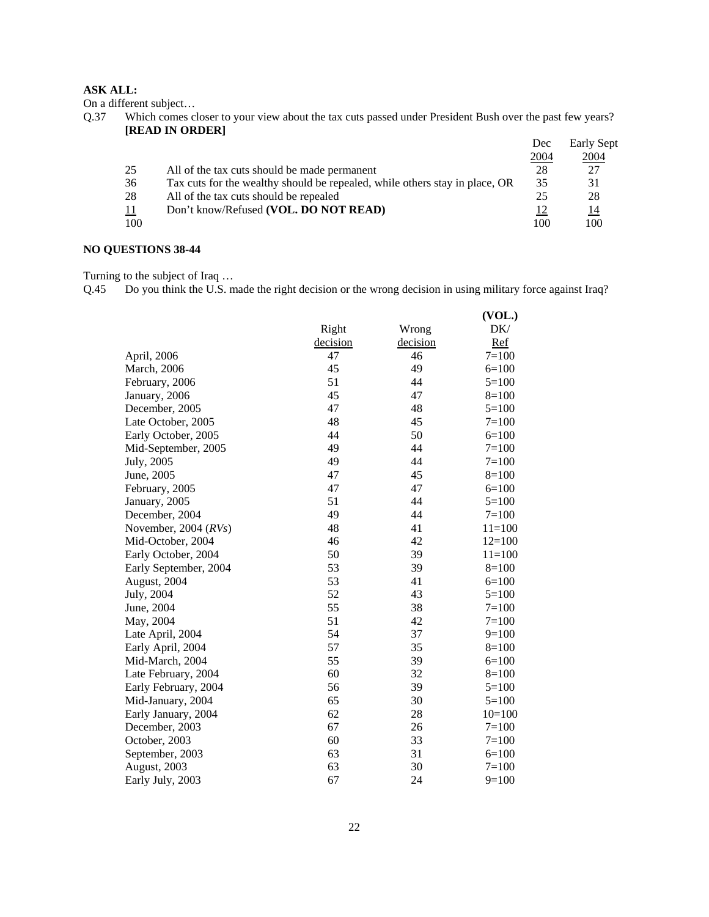**ASK ALL:**

On a different subject…

Q.37 Which comes closer to your view about the tax cuts passed under President Bush over the past few years? **[READ IN ORDER]**

| | | Dec 2004 | Early Sept 2004 |
|---|---|---|---|
| 25 | All of the tax cuts should be made permanent | 28 | 27 |
| 36 | Tax cuts for the wealthy should be repealed, while others stay in place, OR | 35 | 31 |
| 28 | All of the tax cuts should be repealed | 25 | 28 |
| 11 | Don't know/Refused **(VOL. DO NOT READ)** | 12 | 14 |
| 100 | | 100 | 100 |

**NO QUESTIONS 38-44**

Turning to the subject of Iraq …

Q.45 Do you think the U.S. made the right decision or the wrong decision in using military force against Iraq?

| | Right decision | Wrong decision | (VOL.) DK/ Ref |
|---|---|---|---|
| April, 2006 | 47 | 46 | 7=100 |
| March, 2006 | 45 | 49 | 6=100 |
| February, 2006 | 51 | 44 | 5=100 |
| January, 2006 | 45 | 47 | 8=100 |
| December, 2005 | 47 | 48 | 5=100 |
| Late October, 2005 | 48 | 45 | 7=100 |
| Early October, 2005 | 44 | 50 | 6=100 |
| Mid-September, 2005 | 49 | 44 | 7=100 |
| July, 2005 | 49 | 44 | 7=100 |
| June, 2005 | 47 | 45 | 8=100 |
| February, 2005 | 47 | 47 | 6=100 |
| January, 2005 | 51 | 44 | 5=100 |
| December, 2004 | 49 | 44 | 7=100 |
| November, 2004 (*RVs*) | 48 | 41 | 11=100 |
| Mid-October, 2004 | 46 | 42 | 12=100 |
| Early October, 2004 | 50 | 39 | 11=100 |
| Early September, 2004 | 53 | 39 | 8=100 |
| August, 2004 | 53 | 41 | 6=100 |
| July, 2004 | 52 | 43 | 5=100 |
| June, 2004 | 55 | 38 | 7=100 |
| May, 2004 | 51 | 42 | 7=100 |
| Late April, 2004 | 54 | 37 | 9=100 |
| Early April, 2004 | 57 | 35 | 8=100 |
| Mid-March, 2004 | 55 | 39 | 6=100 |
| Late February, 2004 | 60 | 32 | 8=100 |
| Early February, 2004 | 56 | 39 | 5=100 |
| Mid-January, 2004 | 65 | 30 | 5=100 |
| Early January, 2004 | 62 | 28 | 10=100 |
| December, 2003 | 67 | 26 | 7=100 |
| October, 2003 | 60 | 33 | 7=100 |
| September, 2003 | 63 | 31 | 6=100 |
| August, 2003 | 63 | 30 | 7=100 |
| Early July, 2003 | 67 | 24 | 9=100 |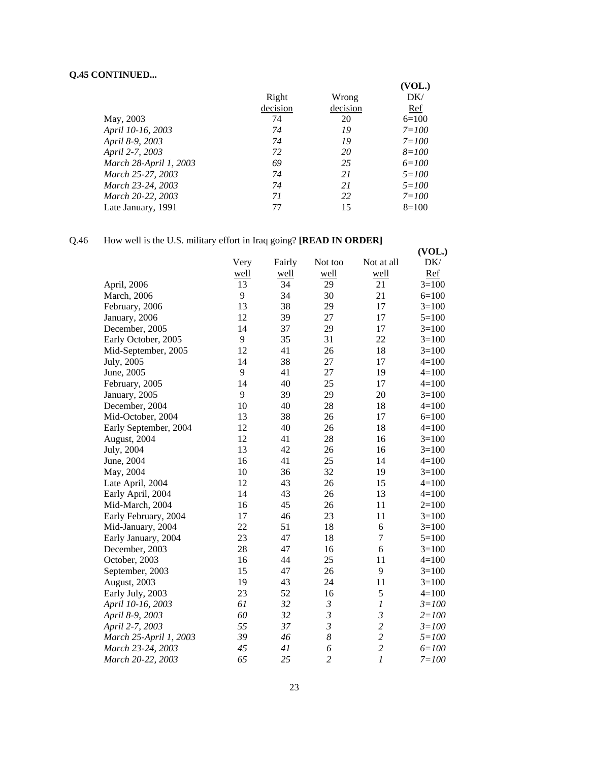**Q.45 CONTINUED...**

| | Right decision | Wrong decision | (VOL.) DK/ Ref |
|---|---|---|---|
| May, 2003 | 74 | 20 | 6=100 |
| *April 10-16, 2003* | *74* | *19* | *7=100* |
| *April 8-9, 2003* | *74* | *19* | *7=100* |
| *April 2-7, 2003* | *72* | *20* | *8=100* |
| *March 28-April 1, 2003* | *69* | *25* | *6=100* |
| *March 25-27, 2003* | *74* | *21* | *5=100* |
| *March 23-24, 2003* | *74* | *21* | *5=100* |
| *March 20-22, 2003* | *71* | *22* | *7=100* |
| Late January, 1991 | 77 | 15 | 8=100 |

Q.46 How well is the U.S. military effort in Iraq going? **[READ IN ORDER]**

| | Very well | Fairly well | Not too well | Not at all well | (VOL.) DK/ Ref |
|---|---|---|---|---|---|
| April, 2006 | 13 | 34 | 29 | 21 | 3=100 |
| March, 2006 | 9 | 34 | 30 | 21 | 6=100 |
| February, 2006 | 13 | 38 | 29 | 17 | 3=100 |
| January, 2006 | 12 | 39 | 27 | 17 | 5=100 |
| December, 2005 | 14 | 37 | 29 | 17 | 3=100 |
| Early October, 2005 | 9 | 35 | 31 | 22 | 3=100 |
| Mid-September, 2005 | 12 | 41 | 26 | 18 | 3=100 |
| July, 2005 | 14 | 38 | 27 | 17 | 4=100 |
| June, 2005 | 9 | 41 | 27 | 19 | 4=100 |
| February, 2005 | 14 | 40 | 25 | 17 | 4=100 |
| January, 2005 | 9 | 39 | 29 | 20 | 3=100 |
| December, 2004 | 10 | 40 | 28 | 18 | 4=100 |
| Mid-October, 2004 | 13 | 38 | 26 | 17 | 6=100 |
| Early September, 2004 | 12 | 40 | 26 | 18 | 4=100 |
| August, 2004 | 12 | 41 | 28 | 16 | 3=100 |
| July, 2004 | 13 | 42 | 26 | 16 | 3=100 |
| June, 2004 | 16 | 41 | 25 | 14 | 4=100 |
| May, 2004 | 10 | 36 | 32 | 19 | 3=100 |
| Late April, 2004 | 12 | 43 | 26 | 15 | 4=100 |
| Early April, 2004 | 14 | 43 | 26 | 13 | 4=100 |
| Mid-March, 2004 | 16 | 45 | 26 | 11 | 2=100 |
| Early February, 2004 | 17 | 46 | 23 | 11 | 3=100 |
| Mid-January, 2004 | 22 | 51 | 18 | 6 | 3=100 |
| Early January, 2004 | 23 | 47 | 18 | 7 | 5=100 |
| December, 2003 | 28 | 47 | 16 | 6 | 3=100 |
| October, 2003 | 16 | 44 | 25 | 11 | 4=100 |
| September, 2003 | 15 | 47 | 26 | 9 | 3=100 |
| August, 2003 | 19 | 43 | 24 | 11 | 3=100 |
| Early July, 2003 | 23 | 52 | 16 | 5 | 4=100 |
| *April 10-16, 2003* | *61* | *32* | *3* | *1* | *3=100* |
| *April 8-9, 2003* | *60* | *32* | *3* | *3* | *2=100* |
| *April 2-7, 2003* | *55* | *37* | *3* | *2* | *3=100* |
| *March 25-April 1, 2003* | *39* | *46* | *8* | *2* | *5=100* |
| *March 23-24, 2003* | *45* | *41* | *6* | *2* | *6=100* |
| *March 20-22, 2003* | *65* | *25* | *2* | *1* | *7=100* |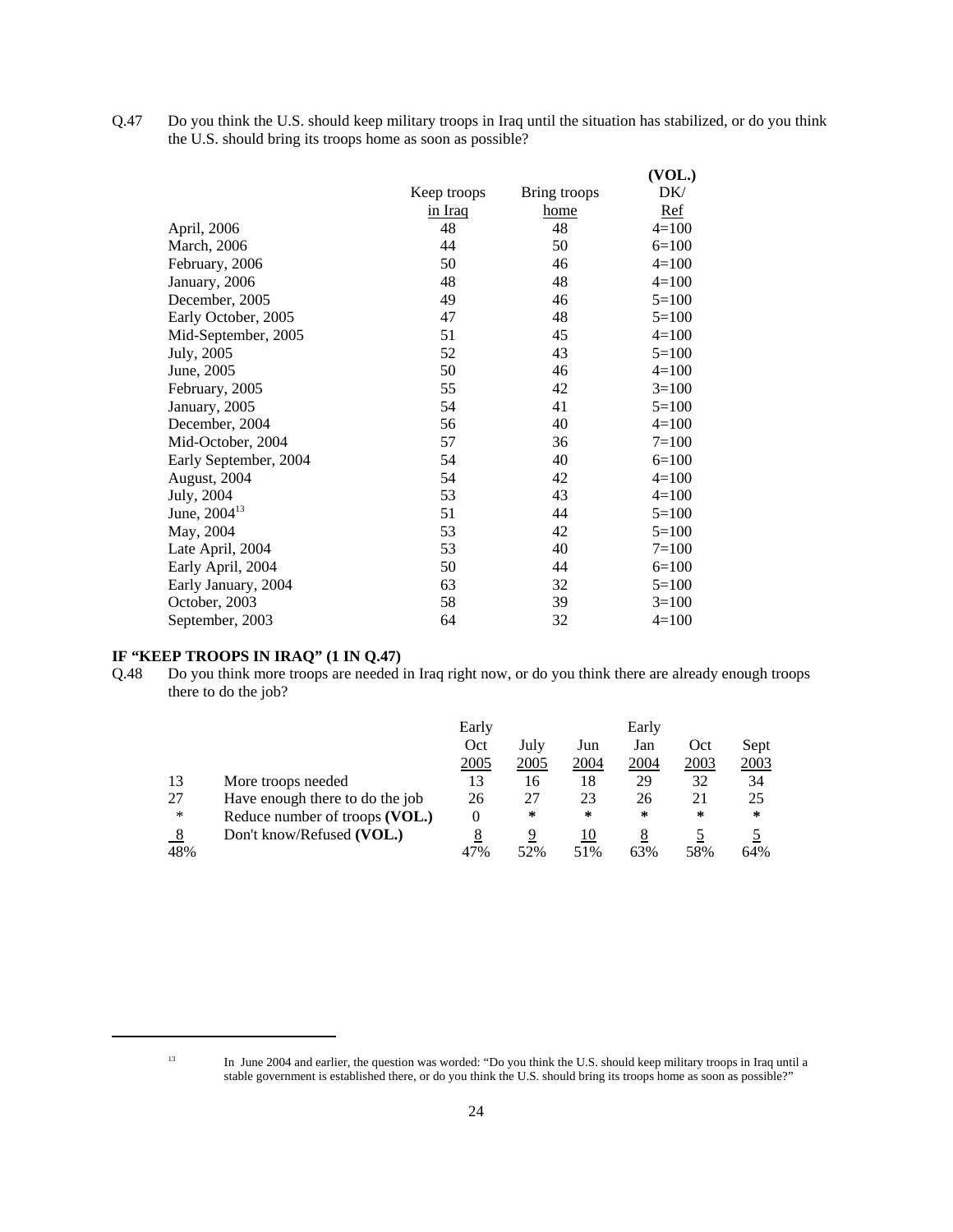Q.47 Do you think the U.S. should keep military troops in Iraq until the situation has stabilized, or do you think the U.S. should bring its troops home as soon as possible?

| | Keep troops in Iraq | Bring troops home | (VOL.) DK/ Ref |
|---|---|---|---|
| April, 2006 | 48 | 48 | 4=100 |
| March, 2006 | 44 | 50 | 6=100 |
| February, 2006 | 50 | 46 | 4=100 |
| January, 2006 | 48 | 48 | 4=100 |
| December, 2005 | 49 | 46 | 5=100 |
| Early October, 2005 | 47 | 48 | 5=100 |
| Mid-September, 2005 | 51 | 45 | 4=100 |
| July, 2005 | 52 | 43 | 5=100 |
| June, 2005 | 50 | 46 | 4=100 |
| February, 2005 | 55 | 42 | 3=100 |
| January, 2005 | 54 | 41 | 5=100 |
| December, 2004 | 56 | 40 | 4=100 |
| Mid-October, 2004 | 57 | 36 | 7=100 |
| Early September, 2004 | 54 | 40 | 6=100 |
| August, 2004 | 54 | 42 | 4=100 |
| July, 2004 | 53 | 43 | 4=100 |
| June, 2004[13] | 51 | 44 | 5=100 |
| May, 2004 | 53 | 42 | 5=100 |
| Late April, 2004 | 53 | 40 | 7=100 |
| Early April, 2004 | 50 | 44 | 6=100 |
| Early January, 2004 | 63 | 32 | 5=100 |
| October, 2003 | 58 | 39 | 3=100 |
| September, 2003 | 64 | 32 | 4=100 |

**IF "KEEP TROOPS IN IRAQ" (1 IN Q.47)**

Q.48 Do you think more troops are needed in Iraq right now, or do you think there are already enough troops there to do the job?

| | | Early Oct 2005 | July 2005 | Jun 2004 | Early Jan 2004 | Oct 2003 | Sept 2003 |
|---|---|---|---|---|---|---|---|
| 13 | More troops needed | 13 | 16 | 18 | 29 | 32 | 34 |
| 27 | Have enough there to do the job | 26 | 27 | 23 | 26 | 21 | 25 |
| * | Reduce number of troops **(VOL.)** | 0 | * | * | * | * | * |
| 8 | Don't know/Refused **(VOL.)** | 8 | 9 | 10 | 8 | 5 | 5 |
| 48% | | 47% | 52% | 51% | 63% | 58% | 64% |

[13] In June 2004 and earlier, the question was worded: "Do you think the U.S. should keep military troops in Iraq until a stable government is established there, or do you think the U.S. should bring its troops home as soon as possible?"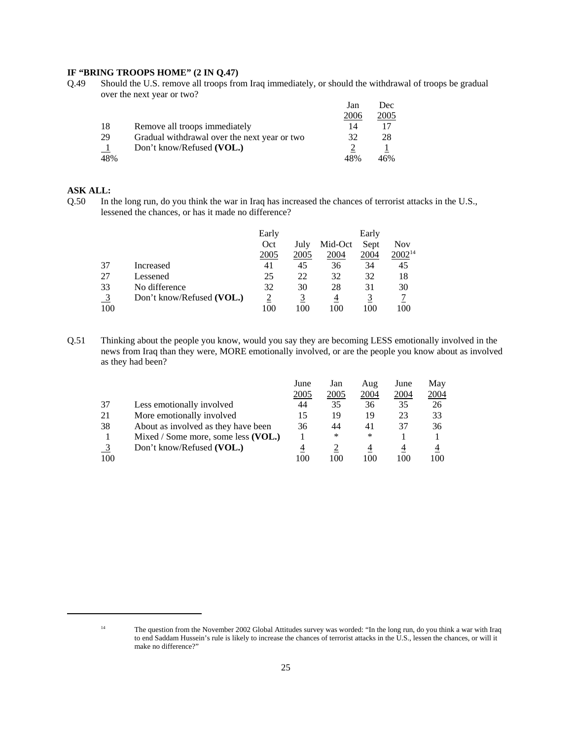**IF "BRING TROOPS HOME" (2 IN Q.47)**

Q.49 Should the U.S. remove all troops from Iraq immediately, or should the withdrawal of troops be gradual over the next year or two?

| | | Jan 2006 | Dec 2005 |
|---|---|---|---|
| 18 | Remove all troops immediately | 14 | 17 |
| 29 | Gradual withdrawal over the next year or two | 32 | 28 |
| 1 | Don't know/Refused **(VOL.)** | 2 | 1 |
| 48% | | 48% | 46% |

**ASK ALL:**

Q.50 In the long run, do you think the war in Iraq has increased the chances of terrorist attacks in the U.S., lessened the chances, or has it made no difference?

| | | Early Oct 2005 | July 2005 | Mid-Oct 2004 | Early Sept 2004 | Nov 2002[14] |
|---|---|---|---|---|---|---|
| 37 | Increased | 41 | 45 | 36 | 34 | 45 |
| 27 | Lessened | 25 | 22 | 32 | 32 | 18 |
| 33 | No difference | 32 | 30 | 28 | 31 | 30 |
| 3 | Don't know/Refused **(VOL.)** | 2 | 3 | 4 | 3 | 7 |
| 100 | | 100 | 100 | 100 | 100 | 100 |

Q.51 Thinking about the people you know, would you say they are becoming LESS emotionally involved in the news from Iraq than they were, MORE emotionally involved, or are the people you know about as involved as they had been?

| | | June 2005 | Jan 2005 | Aug 2004 | June 2004 | May 2004 |
|---|---|---|---|---|---|---|
| 37 | Less emotionally involved | 44 | 35 | 36 | 35 | 26 |
| 21 | More emotionally involved | 15 | 19 | 19 | 23 | 33 |
| 38 | About as involved as they have been | 36 | 44 | 41 | 37 | 36 |
| 1 | Mixed / Some more, some less **(VOL.)** | 1 | * | * | 1 | 1 |
| 3 | Don't know/Refused **(VOL.)** | 4 | 2 | 4 | 4 | 4 |
| 100 | | 100 | 100 | 100 | 100 | 100 |

[14] The question from the November 2002 Global Attitudes survey was worded: "In the long run, do you think a war with Iraq to end Saddam Hussein's rule is likely to increase the chances of terrorist attacks in the U.S., lessen the chances, or will it make no difference?"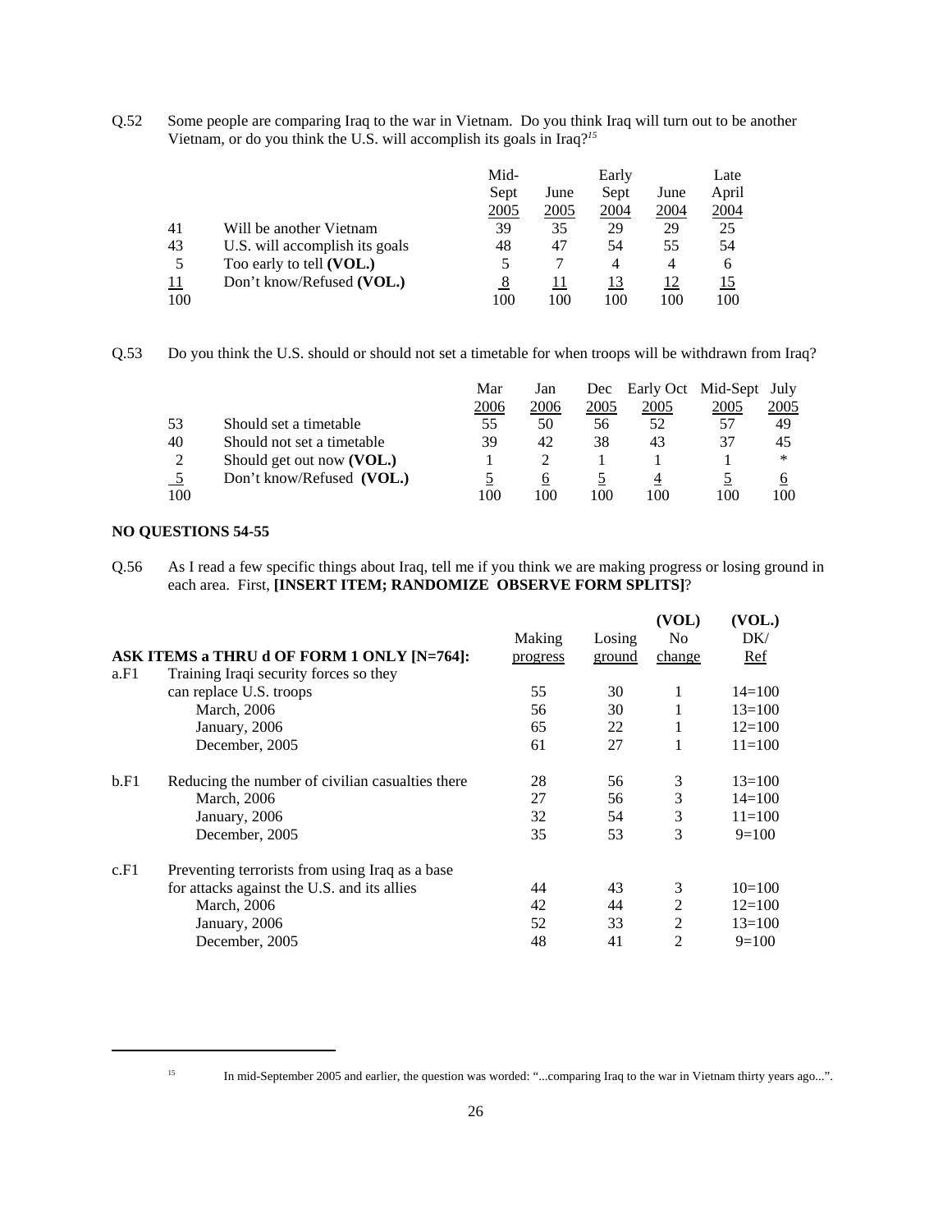Q.52 Some people are comparing Iraq to the war in Vietnam. Do you think Iraq will turn out to be another Vietnam, or do you think the U.S. will accomplish its goals in Iraq?[15]

| | | Mid-Sept 2005 | June 2005 | Early Sept 2004 | June 2004 | Late April 2004 |
|---|---|---|---|---|---|---|
| 41 | Will be another Vietnam | 39 | 35 | 29 | 29 | 25 |
| 43 | U.S. will accomplish its goals | 48 | 47 | 54 | 55 | 54 |
| 5 | Too early to tell **(VOL.)** | 5 | 7 | 4 | 4 | 6 |
| 11 | Don't know/Refused **(VOL.)** | 8 | 11 | 13 | 12 | 15 |
| 100 | | 100 | 100 | 100 | 100 | 100 |

Q.53 Do you think the U.S. should or should not set a timetable for when troops will be withdrawn from Iraq?

| | | Mar 2006 | Jan 2006 | Dec 2005 | Early Oct 2005 | Mid-Sept 2005 | July 2005 |
|---|---|---|---|---|---|---|---|
| 53 | Should set a timetable | 55 | 50 | 56 | 52 | 57 | 49 |
| 40 | Should not set a timetable | 39 | 42 | 38 | 43 | 37 | 45 |
| 2 | Should get out now **(VOL.)** | 1 | 2 | 1 | 1 | 1 | * |
| 5 | Don't know/Refused **(VOL.)** | 5 | 6 | 5 | 4 | 5 | 6 |
| 100 | | 100 | 100 | 100 | 100 | 100 | 100 |

**NO QUESTIONS 54-55**

Q.56 As I read a few specific things about Iraq, tell me if you think we are making progress or losing ground in each area. First, **[INSERT ITEM; RANDOMIZE OBSERVE FORM SPLITS]**?

| | **ASK ITEMS a THRU d OF FORM 1 ONLY [N=764]:** | Making progress | Losing ground | (VOL) No change | (VOL.) DK/ Ref |
|---|---|---|---|---|---|
| a.F1 | Training Iraqi security forces so they can replace U.S. troops | 55 | 30 | 1 | 14=100 |
| | March, 2006 | 56 | 30 | 1 | 13=100 |
| | January, 2006 | 65 | 22 | 1 | 12=100 |
| | December, 2005 | 61 | 27 | 1 | 11=100 |
| b.F1 | Reducing the number of civilian casualties there | 28 | 56 | 3 | 13=100 |
| | March, 2006 | 27 | 56 | 3 | 14=100 |
| | January, 2006 | 32 | 54 | 3 | 11=100 |
| | December, 2005 | 35 | 53 | 3 | 9=100 |
| c.F1 | Preventing terrorists from using Iraq as a base for attacks against the U.S. and its allies | 44 | 43 | 3 | 10=100 |
| | March, 2006 | 42 | 44 | 2 | 12=100 |
| | January, 2006 | 52 | 33 | 2 | 13=100 |
| | December, 2005 | 48 | 41 | 2 | 9=100 |

[15] In mid-September 2005 and earlier, the question was worded: "...comparing Iraq to the war in Vietnam thirty years ago...".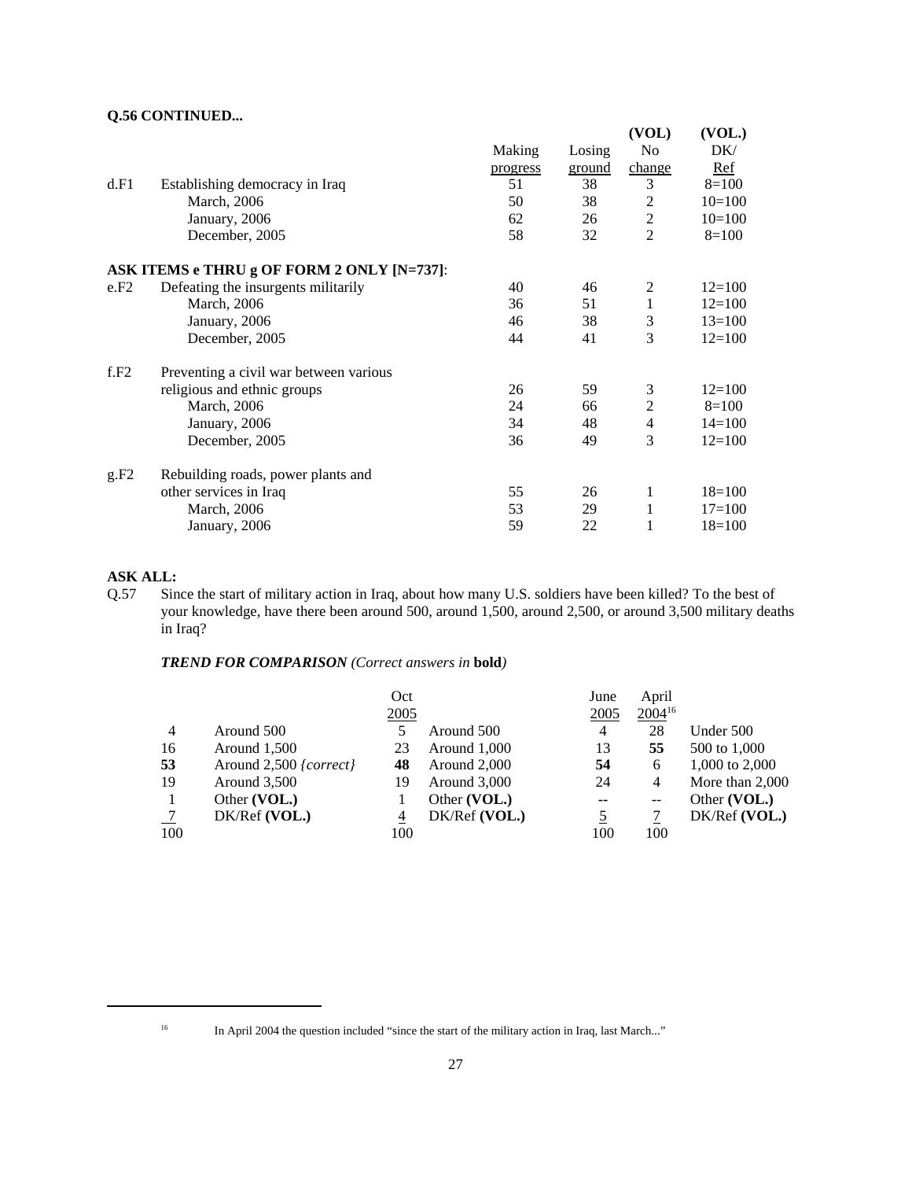**Q.56 CONTINUED...**

| | | Making progress | Losing ground | (VOL) No change | (VOL.) DK/ Ref |
|---|---|---|---|---|---|
| d.F1 | Establishing democracy in Iraq | 51 | 38 | 3 | 8=100 |
| | March, 2006 | 50 | 38 | 2 | 10=100 |
| | January, 2006 | 62 | 26 | 2 | 10=100 |
| | December, 2005 | 58 | 32 | 2 | 8=100 |
| **ASK ITEMS e THRU g OF FORM 2 ONLY [N=737]**: | | | | | |
| e.F2 | Defeating the insurgents militarily | 40 | 46 | 2 | 12=100 |
| | March, 2006 | 36 | 51 | 1 | 12=100 |
| | January, 2006 | 46 | 38 | 3 | 13=100 |
| | December, 2005 | 44 | 41 | 3 | 12=100 |
| f.F2 | Preventing a civil war between various religious and ethnic groups | 26 | 59 | 3 | 12=100 |
| | March, 2006 | 24 | 66 | 2 | 8=100 |
| | January, 2006 | 34 | 48 | 4 | 14=100 |
| | December, 2005 | 36 | 49 | 3 | 12=100 |
| g.F2 | Rebuilding roads, power plants and other services in Iraq | 55 | 26 | 1 | 18=100 |
| | March, 2006 | 53 | 29 | 1 | 17=100 |
| | January, 2006 | 59 | 22 | 1 | 18=100 |

**ASK ALL:**

Q.57 Since the start of military action in Iraq, about how many U.S. soldiers have been killed? To the best of your knowledge, have there been around 500, around 1,500, around 2,500, or around 3,500 military deaths in Iraq?

***TREND FOR COMPARISON*** *(Correct answers in* **bold***)*

| | | Oct 2005 | | June 2005 | April 2004[16] | |
|---|---|---|---|---|---|---|
| 4 | Around 500 | 5 | Around 500 | 4 | 28 | Under 500 |
| 16 | Around 1,500 | 23 | Around 1,000 | 13 | **55** | 500 to 1,000 |
| **53** | Around 2,500 *{correct}* | **48** | Around 2,000 | **54** | 6 | 1,000 to 2,000 |
| 19 | Around 3,500 | 19 | Around 3,000 | 24 | 4 | More than 2,000 |
| 1 | Other **(VOL.)** | 1 | Other **(VOL.)** | -- | -- | Other **(VOL.)** |
| 7 | DK/Ref **(VOL.)** | 4 | DK/Ref **(VOL.)** | 5 | 7 | DK/Ref **(VOL.)** |
| 100 | | 100 | | 100 | 100 | |

[16] In April 2004 the question included "since the start of the military action in Iraq, last March..."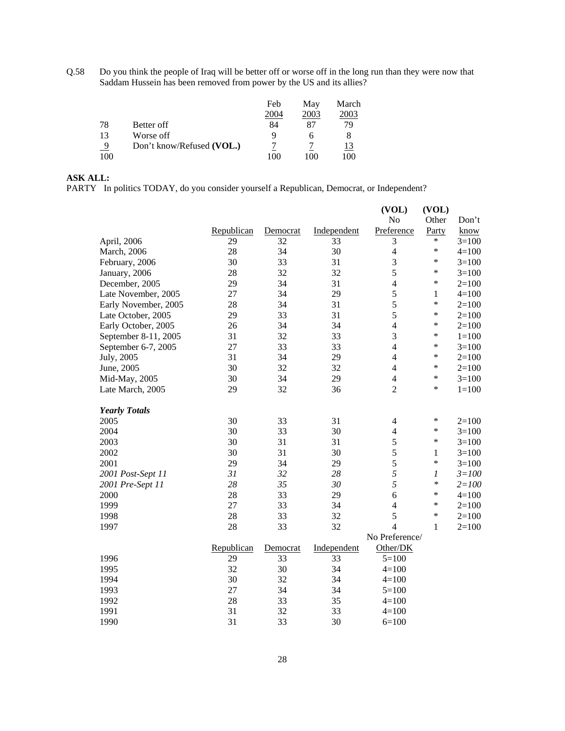Q.58 Do you think the people of Iraq will be better off or worse off in the long run than they were now that Saddam Hussein has been removed from power by the US and its allies?

| | | Feb 2004 | May 2003 | March 2003 |
|---|---|---|---|---|
| 78 | Better off | 84 | 87 | 79 |
| 13 | Worse off | 9 | 6 | 8 |
| 9 | Don't know/Refused **(VOL.)** | 7 | 7 | 13 |
| 100 | | 100 | 100 | 100 |

**ASK ALL:**

PARTY In politics TODAY, do you consider yourself a Republican, Democrat, or Independent?

| | Republican | Democrat | Independent | **(VOL)** No Preference | **(VOL)** Other Party | Don't know |
|---|---|---|---|---|---|---|
| April, 2006 | 29 | 32 | 33 | 3 | * | 3=100 |
| March, 2006 | 28 | 34 | 30 | 4 | * | 4=100 |
| February, 2006 | 30 | 33 | 31 | 3 | * | 3=100 |
| January, 2006 | 28 | 32 | 32 | 5 | * | 3=100 |
| December, 2005 | 29 | 34 | 31 | 4 | * | 2=100 |
| Late November, 2005 | 27 | 34 | 29 | 5 | 1 | 4=100 |
| Early November, 2005 | 28 | 34 | 31 | 5 | * | 2=100 |
| Late October, 2005 | 29 | 33 | 31 | 5 | * | 2=100 |
| Early October, 2005 | 26 | 34 | 34 | 4 | * | 2=100 |
| September 8-11, 2005 | 31 | 32 | 33 | 3 | * | 1=100 |
| September 6-7, 2005 | 27 | 33 | 33 | 4 | * | 3=100 |
| July, 2005 | 31 | 34 | 29 | 4 | * | 2=100 |
| June, 2005 | 30 | 32 | 32 | 4 | * | 2=100 |
| Mid-May, 2005 | 30 | 34 | 29 | 4 | * | 3=100 |
| Late March, 2005 | 29 | 32 | 36 | 2 | * | 1=100 |
| ***Yearly Totals*** | | | | | | |
| 2005 | 30 | 33 | 31 | 4 | * | 2=100 |
| 2004 | 30 | 33 | 30 | 4 | * | 3=100 |
| 2003 | 30 | 31 | 31 | 5 | * | 3=100 |
| 2002 | 30 | 31 | 30 | 5 | 1 | 3=100 |
| 2001 | 29 | 34 | 29 | 5 | * | 3=100 |
| *2001 Post-Sept 11* | *31* | *32* | *28* | *5* | *1* | *3=100* |
| *2001 Pre-Sept 11* | *28* | *35* | *30* | *5* | * | *2=100* |
| 2000 | 28 | 33 | 29 | 6 | * | 4=100 |
| 1999 | 27 | 33 | 34 | 4 | * | 2=100 |
| 1998 | 28 | 33 | 32 | 5 | * | 2=100 |
| 1997 | 28 | 33 | 32 | 4 | 1 | 2=100 |
| | Republican | Democrat | Independent | No Preference/ Other/DK | | |
| 1996 | 29 | 33 | 33 | 5=100 | | |
| 1995 | 32 | 30 | 34 | 4=100 | | |
| 1994 | 30 | 32 | 34 | 4=100 | | |
| 1993 | 27 | 34 | 34 | 5=100 | | |
| 1992 | 28 | 33 | 35 | 4=100 | | |
| 1991 | 31 | 32 | 33 | 4=100 | | |
| 1990 | 31 | 33 | 30 | 6=100 | | |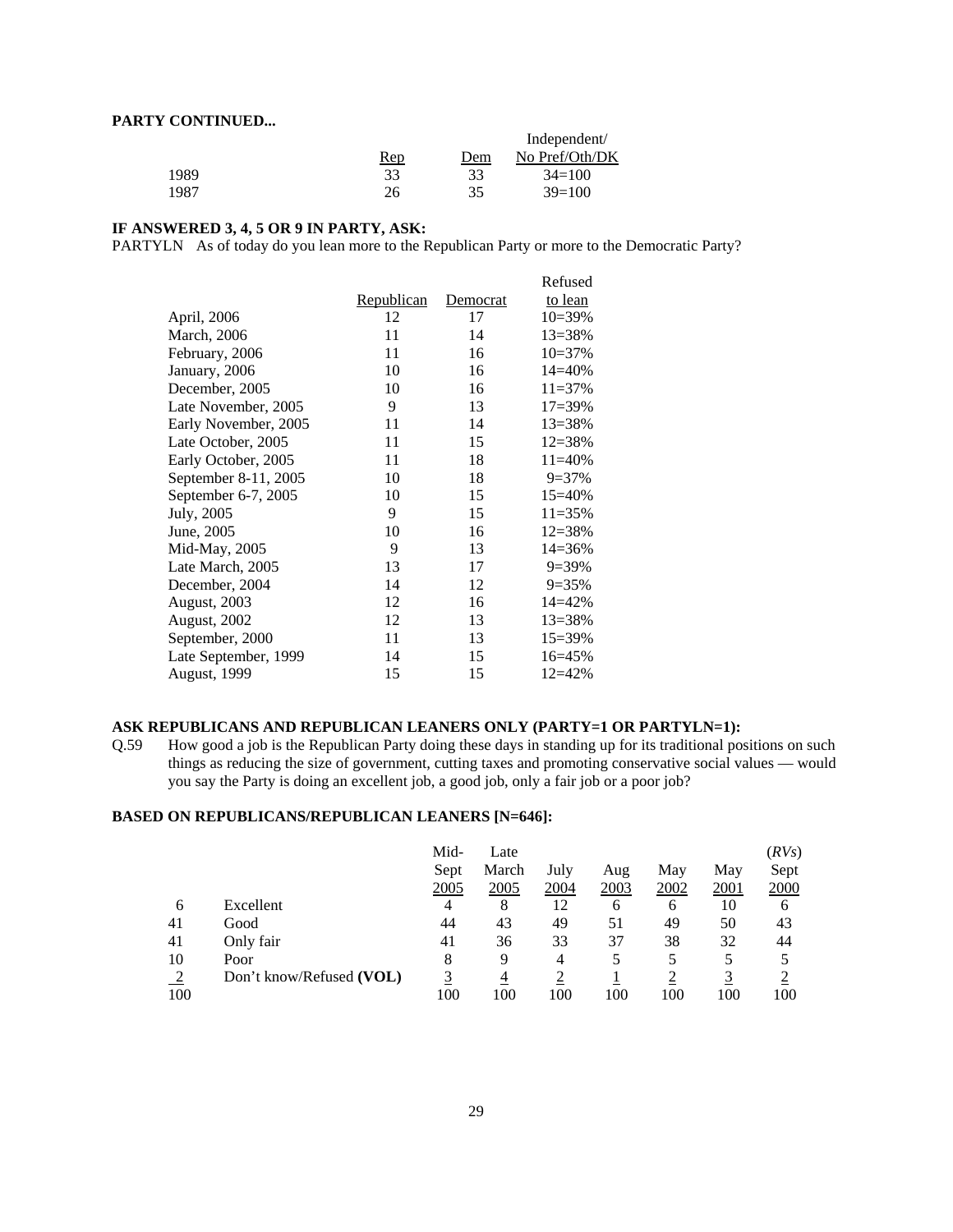**PARTY CONTINUED...**

| | Rep | Dem | Independent/ No Pref/Oth/DK |
|---|---|---|---|
| 1989 | 33 | 33 | 34=100 |
| 1987 | 26 | 35 | 39=100 |

**IF ANSWERED 3, 4, 5 OR 9 IN PARTY, ASK:**

PARTYLN As of today do you lean more to the Republican Party or more to the Democratic Party?

| | Republican | Democrat | Refused to lean |
|---|---|---|---|
| April, 2006 | 12 | 17 | 10=39% |
| March, 2006 | 11 | 14 | 13=38% |
| February, 2006 | 11 | 16 | 10=37% |
| January, 2006 | 10 | 16 | 14=40% |
| December, 2005 | 10 | 16 | 11=37% |
| Late November, 2005 | 9 | 13 | 17=39% |
| Early November, 2005 | 11 | 14 | 13=38% |
| Late October, 2005 | 11 | 15 | 12=38% |
| Early October, 2005 | 11 | 18 | 11=40% |
| September 8-11, 2005 | 10 | 18 | 9=37% |
| September 6-7, 2005 | 10 | 15 | 15=40% |
| July, 2005 | 9 | 15 | 11=35% |
| June, 2005 | 10 | 16 | 12=38% |
| Mid-May, 2005 | 9 | 13 | 14=36% |
| Late March, 2005 | 13 | 17 | 9=39% |
| December, 2004 | 14 | 12 | 9=35% |
| August, 2003 | 12 | 16 | 14=42% |
| August, 2002 | 12 | 13 | 13=38% |
| September, 2000 | 11 | 13 | 15=39% |
| Late September, 1999 | 14 | 15 | 16=45% |
| August, 1999 | 15 | 15 | 12=42% |

**ASK REPUBLICANS AND REPUBLICAN LEANERS ONLY (PARTY=1 OR PARTYLN=1):**

Q.59 How good a job is the Republican Party doing these days in standing up for its traditional positions on such things as reducing the size of government, cutting taxes and promoting conservative social values — would you say the Party is doing an excellent job, a good job, only a fair job or a poor job?

**BASED ON REPUBLICANS/REPUBLICAN LEANERS [N=646]:**

| | | Mid-Sept 2005 | Late March 2005 | July 2004 | Aug 2003 | May 2002 | May 2001 | (*RVs*) Sept 2000 |
|---|---|---|---|---|---|---|---|---|
| 6 | Excellent | 4 | 8 | 12 | 6 | 6 | 10 | 6 |
| 41 | Good | 44 | 43 | 49 | 51 | 49 | 50 | 43 |
| 41 | Only fair | 41 | 36 | 33 | 37 | 38 | 32 | 44 |
| 10 | Poor | 8 | 9 | 4 | 5 | 5 | 5 | 5 |
| 2 | Don't know/Refused **(VOL)** | 3 | 4 | 2 | 1 | 2 | 3 | 2 |
| 100 | | 100 | 100 | 100 | 100 | 100 | 100 | 100 |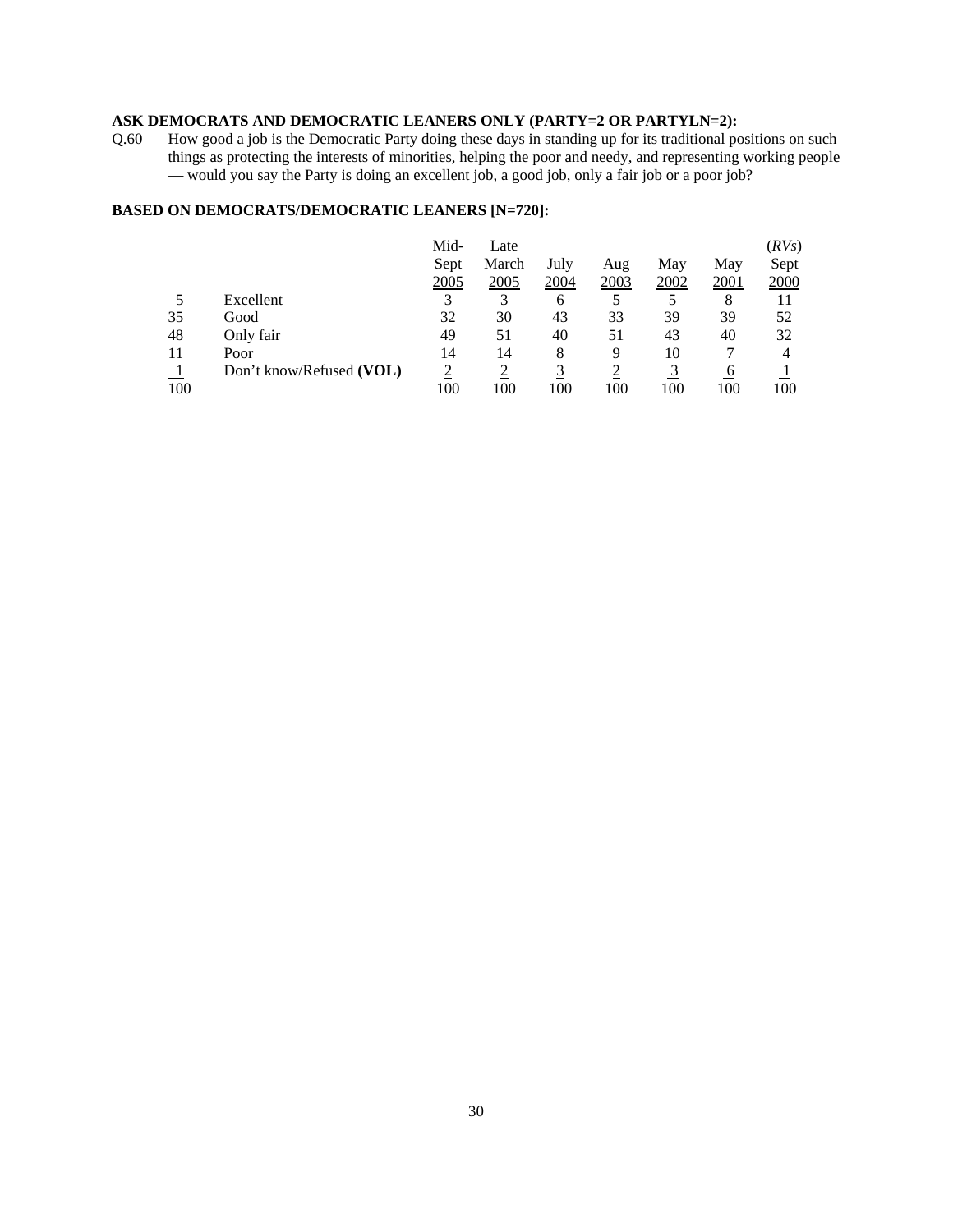**ASK DEMOCRATS AND DEMOCRATIC LEANERS ONLY (PARTY=2 OR PARTYLN=2):**

Q.60 How good a job is the Democratic Party doing these days in standing up for its traditional positions on such things as protecting the interests of minorities, helping the poor and needy, and representing working people — would you say the Party is doing an excellent job, a good job, only a fair job or a poor job?

**BASED ON DEMOCRATS/DEMOCRATIC LEANERS [N=720]:**

| | | Mid-Sept 2005 | Late March 2005 | July 2004 | Aug 2003 | May 2002 | May 2001 | (*RVs*) Sept 2000 |
|---|---|---|---|---|---|---|---|---|
| 5 | Excellent | 3 | 3 | 6 | 5 | 5 | 8 | 11 |
| 35 | Good | 32 | 30 | 43 | 33 | 39 | 39 | 52 |
| 48 | Only fair | 49 | 51 | 40 | 51 | 43 | 40 | 32 |
| 11 | Poor | 14 | 14 | 8 | 9 | 10 | 7 | 4 |
| 1 | Don't know/Refused **(VOL)** | 2 | 2 | 3 | 2 | 3 | 6 | 1 |
| 100 | | 100 | 100 | 100 | 100 | 100 | 100 | 100 |